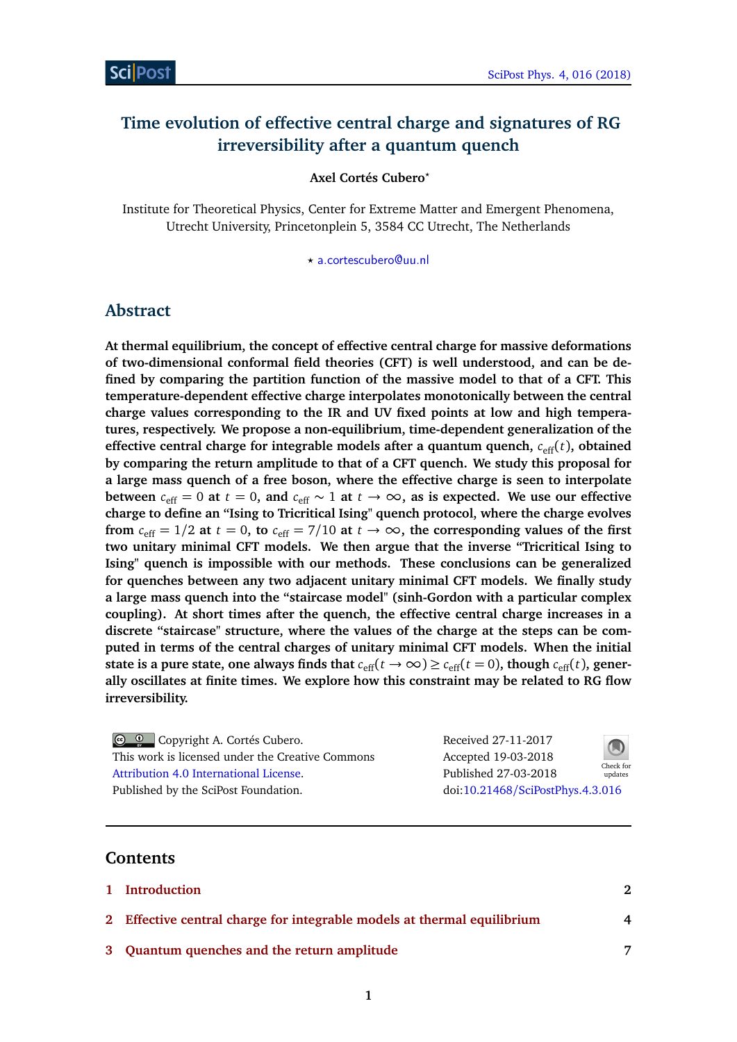# Time evolution of effective central charge and signatures of RG irreversibility after a quantum quench

**Axel Cortés Cubero***

Institute for Theoretical Physics, Center for Extreme Matter and Emergent Phenomena, Utrecht University, Princetonplein 5, 3584 CC Utrecht, The Netherlands

* a.cortescubero@uu.nl

## Abstract

**At thermal equilibrium, the concept of effective central charge for massive deformations of two-dimensional conformal field theories (CFT) is well understood, and can be defined by comparing the partition function of the massive model to that of a CFT. This temperature-dependent effective charge interpolates monotonically between the central charge values corresponding to the IR and UV fixed points at low and high temperatures, respectively. We propose a non-equilibrium, time-dependent generalization of the effective central charge for integrable models after a quantum quench, $c_{\text{eff}}(t)$, obtained by comparing the return amplitude to that of a CFT quench. We study this proposal for a large mass quench of a free boson, where the effective charge is seen to interpolate between $c_{\text{eff}} = 0$ at $t = 0$, and $c_{\text{eff}} \sim 1$ at $t \to \infty$, as is expected. We use our effective charge to define an "Ising to Tricritical Ising" quench protocol, where the charge evolves from $c_{\text{eff}} = 1/2$ at $t = 0$, to $c_{\text{eff}} = 7/10$ at $t \to \infty$, the corresponding values of the first two unitary minimal CFT models. We then argue that the inverse "Tricritical Ising to Ising" quench is impossible with our methods. These conclusions can be generalized for quenches between any two adjacent unitary minimal CFT models. We finally study a large mass quench into the "staircase model" (sinh-Gordon with a particular complex coupling). At short times after the quench, the effective central charge increases in a discrete "staircase" structure, where the values of the charge at the steps can be computed in terms of the central charges of unitary minimal CFT models. When the initial state is a pure state, one always finds that $c_{\text{eff}}(t \to \infty) \geq c_{\text{eff}}(t = 0)$, though $c_{\text{eff}}(t)$, generally oscillates at finite times. We explore how this constraint may be related to RG flow irreversibility.**

Copyright A. Cortés Cubero.
This work is licensed under the Creative Commons Attribution 4.0 International License.
Published by the SciPost Foundation.

Received 27-11-2017
Accepted 19-03-2018
Published 27-03-2018
doi:10.21468/SciPostPhys.4.3.016

---

## Contents

1 Introduction 2

2 Effective central charge for integrable models at thermal equilibrium 4

3 Quantum quenches and the return amplitude 7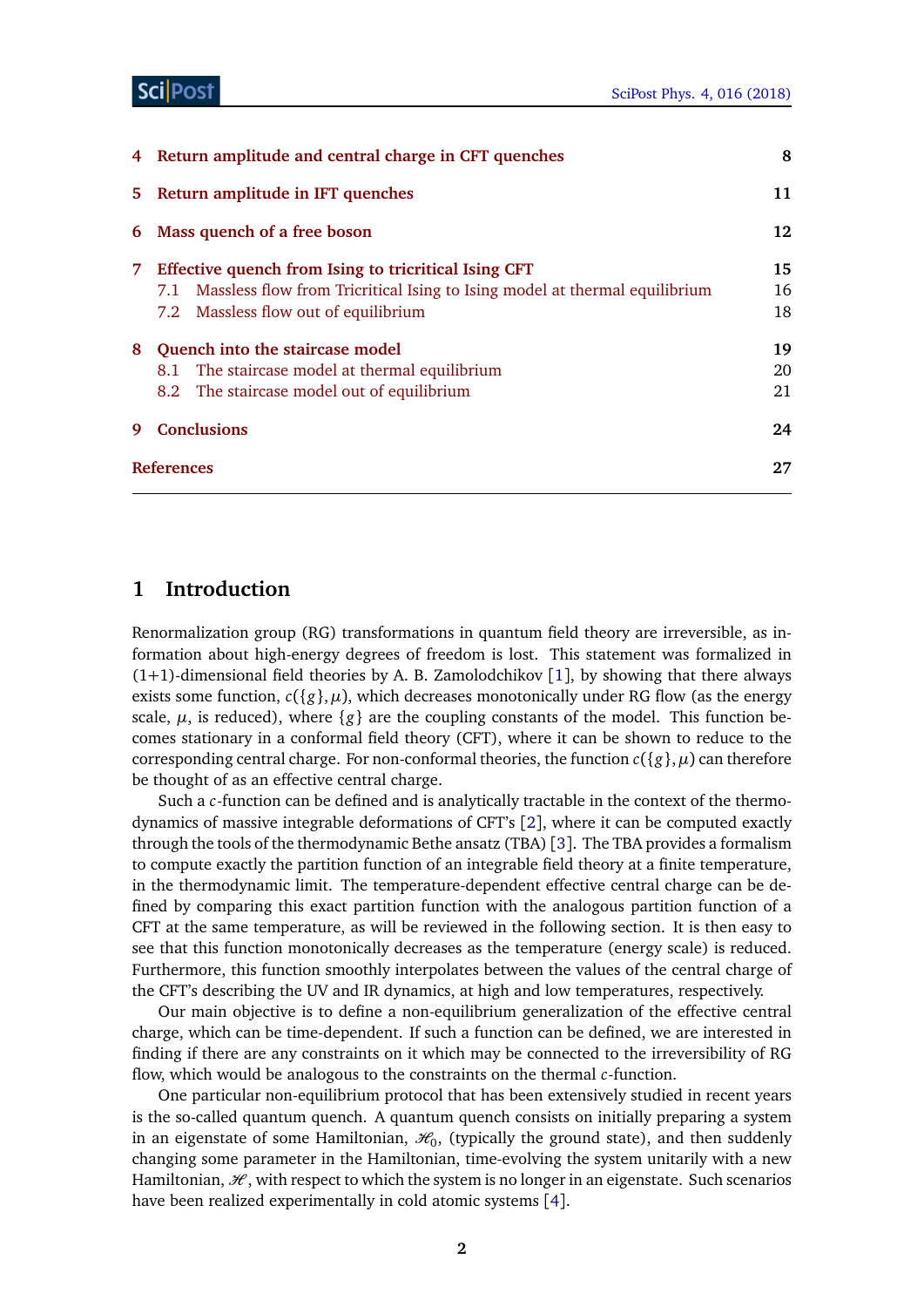4 Return amplitude and central charge in CFT quenches 8

5 Return amplitude in IFT quenches 11

6 Mass quench of a free boson 12

7 Effective quench from Ising to tricritical Ising CFT 15
  7.1 Massless flow from Tricritical Ising to Ising model at thermal equilibrium 16
  7.2 Massless flow out of equilibrium 18

8 Quench into the staircase model 19
  8.1 The staircase model at thermal equilibrium 20
  8.2 The staircase model out of equilibrium 21

9 Conclusions 24

References 27

## 1 Introduction

Renormalization group (RG) transformations in quantum field theory are irreversible, as information about high-energy degrees of freedom is lost. This statement was formalized in (1+1)-dimensional field theories by A. B. Zamolodchikov [1], by showing that there always exists some function, $c(\{g\},\mu)$, which decreases monotonically under RG flow (as the energy scale, $\mu$, is reduced), where $\{g\}$ are the coupling constants of the model. This function becomes stationary in a conformal field theory (CFT), where it can be shown to reduce to the corresponding central charge. For non-conformal theories, the function $c(\{g\},\mu)$ can therefore be thought of as an effective central charge.

Such a $c$-function can be defined and is analytically tractable in the context of the thermodynamics of massive integrable deformations of CFT's [2], where it can be computed exactly through the tools of the thermodynamic Bethe ansatz (TBA) [3]. The TBA provides a formalism to compute exactly the partition function of an integrable field theory at a finite temperature, in the thermodynamic limit. The temperature-dependent effective central charge can be defined by comparing this exact partition function with the analogous partition function of a CFT at the same temperature, as will be reviewed in the following section. It is then easy to see that this function monotonically decreases as the temperature (energy scale) is reduced. Furthermore, this function smoothly interpolates between the values of the central charge of the CFT's describing the UV and IR dynamics, at high and low temperatures, respectively.

Our main objective is to define a non-equilibrium generalization of the effective central charge, which can be time-dependent. If such a function can be defined, we are interested in finding if there are any constraints on it which may be connected to the irreversibility of RG flow, which would be analogous to the constraints on the thermal $c$-function.

One particular non-equilibrium protocol that has been extensively studied in recent years is the so-called quantum quench. A quantum quench consists on initially preparing a system in an eigenstate of some Hamiltonian, $\mathcal{H}_0$, (typically the ground state), and then suddenly changing some parameter in the Hamiltonian, time-evolving the system unitarily with a new Hamiltonian, $\mathcal{H}$, with respect to which the system is no longer in an eigenstate. Such scenarios have been realized experimentally in cold atomic systems [4].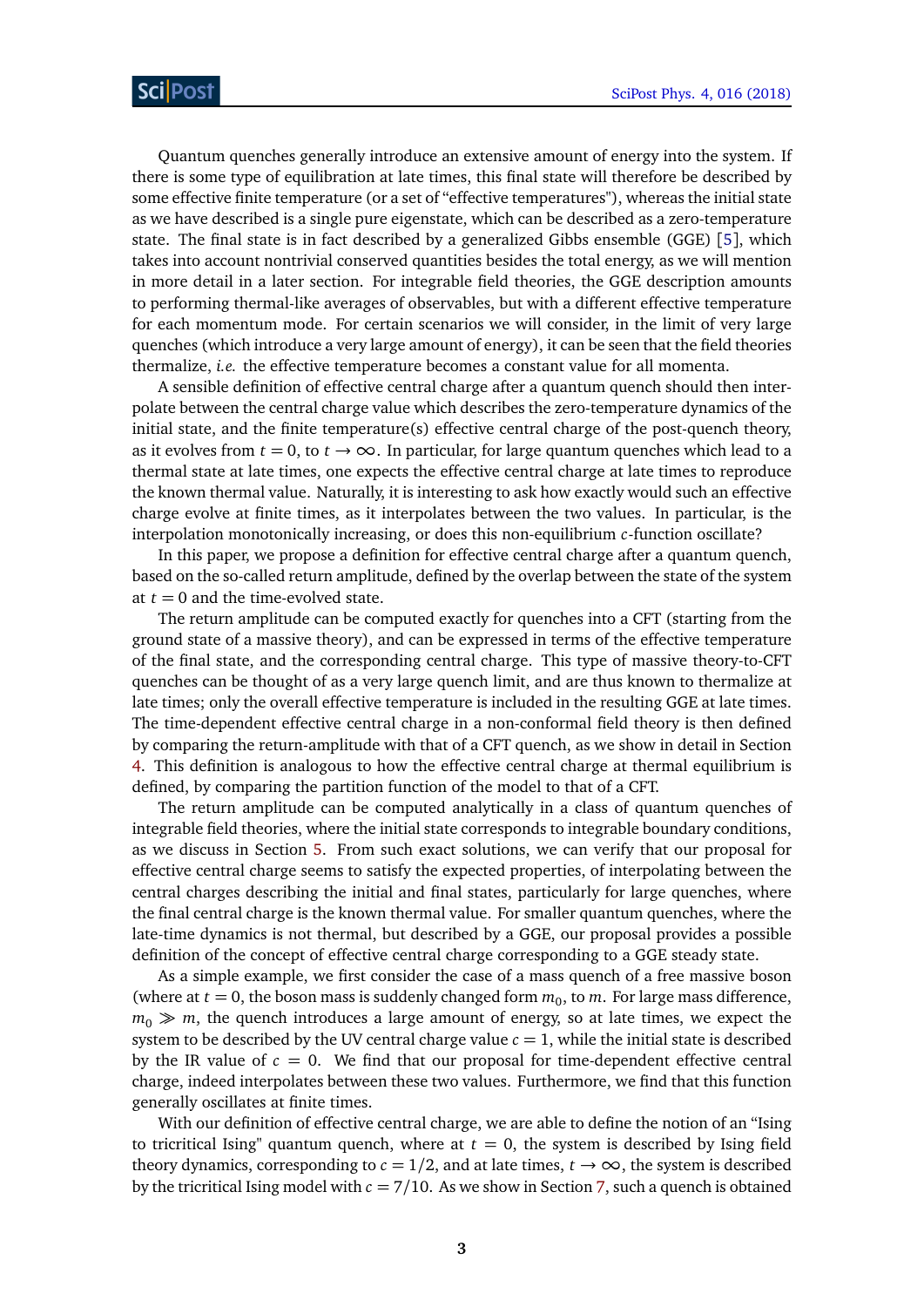Quantum quenches generally introduce an extensive amount of energy into the system. If there is some type of equilibration at late times, this final state will therefore be described by some effective finite temperature (or a set of "effective temperatures"), whereas the initial state as we have described is a single pure eigenstate, which can be described as a zero-temperature state. The final state is in fact described by a generalized Gibbs ensemble (GGE) [5], which takes into account nontrivial conserved quantities besides the total energy, as we will mention in more detail in a later section. For integrable field theories, the GGE description amounts to performing thermal-like averages of observables, but with a different effective temperature for each momentum mode. For certain scenarios we will consider, in the limit of very large quenches (which introduce a very large amount of energy), it can be seen that the field theories thermalize, *i.e.* the effective temperature becomes a constant value for all momenta.

A sensible definition of effective central charge after a quantum quench should then interpolate between the central charge value which describes the zero-temperature dynamics of the initial state, and the finite temperature(s) effective central charge of the post-quench theory, as it evolves from $t = 0$, to $t \to \infty$. In particular, for large quantum quenches which lead to a thermal state at late times, one expects the effective central charge at late times to reproduce the known thermal value. Naturally, it is interesting to ask how exactly would such an effective charge evolve at finite times, as it interpolates between the two values. In particular, is the interpolation monotonically increasing, or does this non-equilibrium $c$-function oscillate?

In this paper, we propose a definition for effective central charge after a quantum quench, based on the so-called return amplitude, defined by the overlap between the state of the system at $t = 0$ and the time-evolved state.

The return amplitude can be computed exactly for quenches into a CFT (starting from the ground state of a massive theory), and can be expressed in terms of the effective temperature of the final state, and the corresponding central charge. This type of massive theory-to-CFT quenches can be thought of as a very large quench limit, and are thus known to thermalize at late times; only the overall effective temperature is included in the resulting GGE at late times. The time-dependent effective central charge in a non-conformal field theory is then defined by comparing the return-amplitude with that of a CFT quench, as we show in detail in Section 4. This definition is analogous to how the effective central charge at thermal equilibrium is defined, by comparing the partition function of the model to that of a CFT.

The return amplitude can be computed analytically in a class of quantum quenches of integrable field theories, where the initial state corresponds to integrable boundary conditions, as we discuss in Section 5. From such exact solutions, we can verify that our proposal for effective central charge seems to satisfy the expected properties, of interpolating between the central charges describing the initial and final states, particularly for large quenches, where the final central charge is the known thermal value. For smaller quantum quenches, where the late-time dynamics is not thermal, but described by a GGE, our proposal provides a possible definition of the concept of effective central charge corresponding to a GGE steady state.

As a simple example, we first consider the case of a mass quench of a free massive boson (where at $t = 0$, the boson mass is suddenly changed form $m_0$, to $m$. For large mass difference, $m_0 \gg m$, the quench introduces a large amount of energy, so at late times, we expect the system to be described by the UV central charge value $c = 1$, while the initial state is described by the IR value of $c = 0$. We find that our proposal for time-dependent effective central charge, indeed interpolates between these two values. Furthermore, we find that this function generally oscillates at finite times.

With our definition of effective central charge, we are able to define the notion of an "Ising to tricritical Ising" quantum quench, where at $t = 0$, the system is described by Ising field theory dynamics, corresponding to $c = 1/2$, and at late times, $t \to \infty$, the system is described by the tricritical Ising model with $c = 7/10$. As we show in Section 7, such a quench is obtained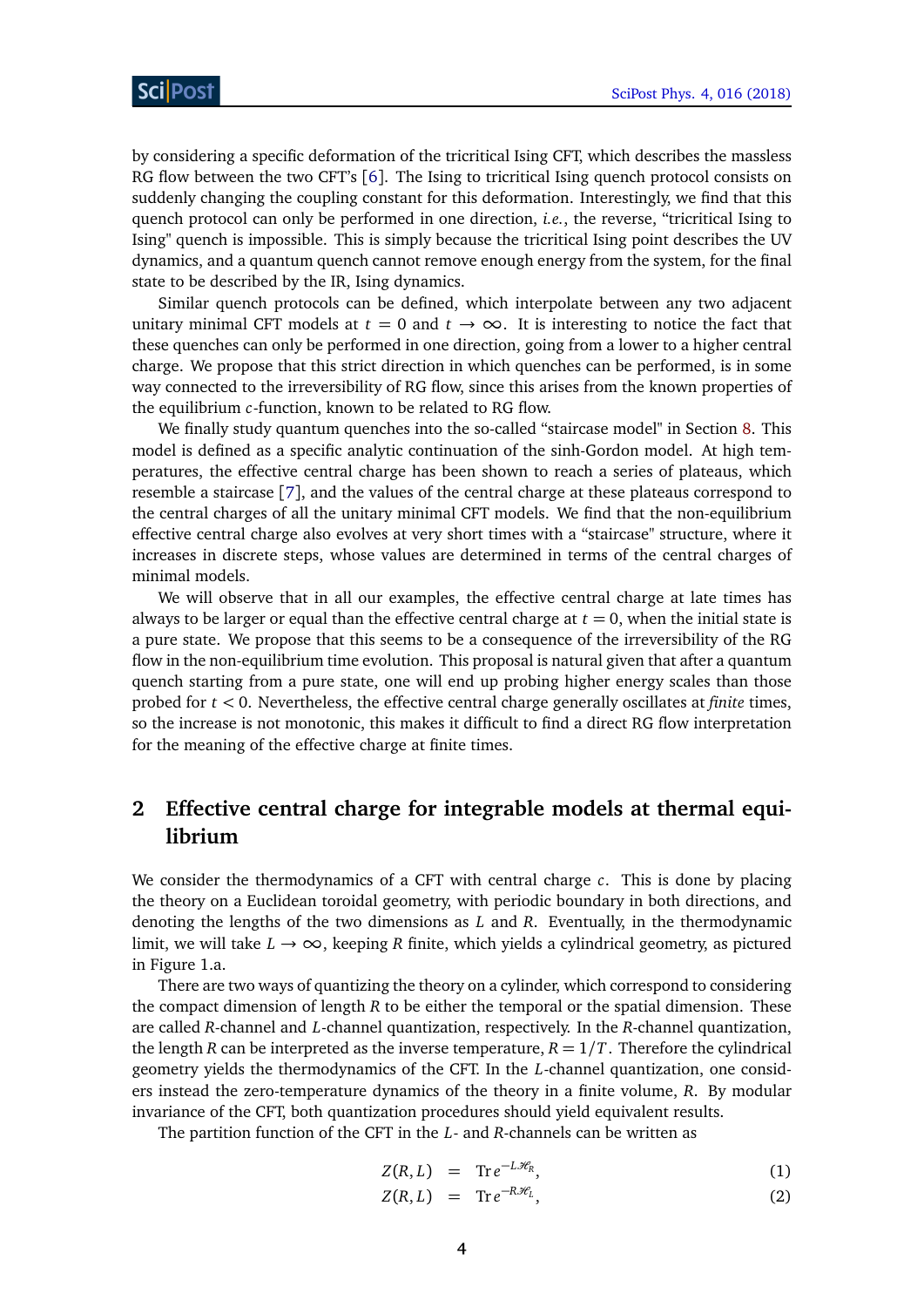by considering a specific deformation of the tricritical Ising CFT, which describes the massless RG flow between the two CFT's [6]. The Ising to tricritical Ising quench protocol consists on suddenly changing the coupling constant for this deformation. Interestingly, we find that this quench protocol can only be performed in one direction, *i.e.*, the reverse, "tricritical Ising to Ising" quench is impossible. This is simply because the tricritical Ising point describes the UV dynamics, and a quantum quench cannot remove enough energy from the system, for the final state to be described by the IR, Ising dynamics.

Similar quench protocols can be defined, which interpolate between any two adjacent unitary minimal CFT models at $t = 0$ and $t \to \infty$. It is interesting to notice the fact that these quenches can only be performed in one direction, going from a lower to a higher central charge. We propose that this strict direction in which quenches can be performed, is in some way connected to the irreversibility of RG flow, since this arises from the known properties of the equilibrium $c$-function, known to be related to RG flow.

We finally study quantum quenches into the so-called "staircase model" in Section 8. This model is defined as a specific analytic continuation of the sinh-Gordon model. At high temperatures, the effective central charge has been shown to reach a series of plateaus, which resemble a staircase [7], and the values of the central charge at these plateaus correspond to the central charges of all the unitary minimal CFT models. We find that the non-equilibrium effective central charge also evolves at very short times with a "staircase" structure, where it increases in discrete steps, whose values are determined in terms of the central charges of minimal models.

We will observe that in all our examples, the effective central charge at late times has always to be larger or equal than the effective central charge at $t = 0$, when the initial state is a pure state. We propose that this seems to be a consequence of the irreversibility of the RG flow in the non-equilibrium time evolution. This proposal is natural given that after a quantum quench starting from a pure state, one will end up probing higher energy scales than those probed for $t < 0$. Nevertheless, the effective central charge generally oscillates at *finite* times, so the increase is not monotonic, this makes it difficult to find a direct RG flow interpretation for the meaning of the effective charge at finite times.

## 2 Effective central charge for integrable models at thermal equilibrium

We consider the thermodynamics of a CFT with central charge $c$. This is done by placing the theory on a Euclidean toroidal geometry, with periodic boundary in both directions, and denoting the lengths of the two dimensions as $L$ and $R$. Eventually, in the thermodynamic limit, we will take $L \to \infty$, keeping $R$ finite, which yields a cylindrical geometry, as pictured in Figure 1.a.

There are two ways of quantizing the theory on a cylinder, which correspond to considering the compact dimension of length $R$ to be either the temporal or the spatial dimension. These are called $R$-channel and $L$-channel quantization, respectively. In the $R$-channel quantization, the length $R$ can be interpreted as the inverse temperature, $R = 1/T$. Therefore the cylindrical geometry yields the thermodynamics of the CFT. In the $L$-channel quantization, one considers instead the zero-temperature dynamics of the theory in a finite volume, $R$. By modular invariance of the CFT, both quantization procedures should yield equivalent results.

The partition function of the CFT in the $L$- and $R$-channels can be written as

$$Z(R,L) = \mathrm{Tr}\, e^{-L\mathcal{H}_R}, \tag{1}$$

$$Z(R,L) = \mathrm{Tr}\, e^{-R\mathcal{H}_L}, \tag{2}$$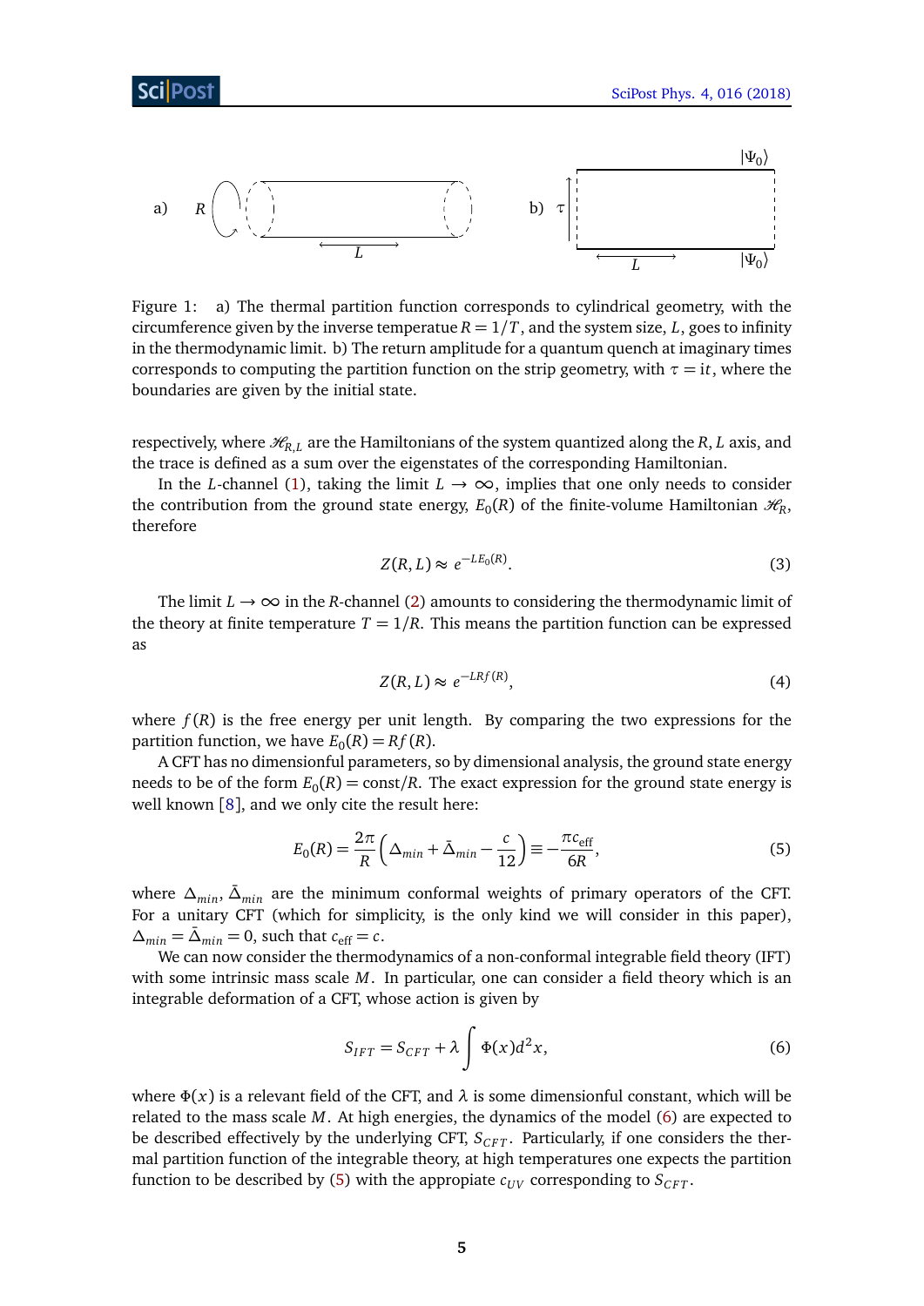Figure 1: a) The thermal partition function corresponds to cylindrical geometry, with the circumference given by the inverse temperature $R = 1/T$, and the system size, $L$, goes to infinity in the thermodynamic limit. b) The return amplitude for a quantum quench at imaginary times corresponds to computing the partition function on the strip geometry, with $\tau = it$, where the boundaries are given by the initial state.

respectively, where $\mathscr{H}_{R,L}$ are the Hamiltonians of the system quantized along the $R, L$ axis, and the trace is defined as a sum over the eigenstates of the corresponding Hamiltonian.

In the $L$-channel (1), taking the limit $L \to \infty$, implies that one only needs to consider the contribution from the ground state energy, $E_0(R)$ of the finite-volume Hamiltonian $\mathscr{H}_R$, therefore

$$Z(R, L) \approx e^{-LE_0(R)}. \tag{3}$$

The limit $L \to \infty$ in the $R$-channel (2) amounts to considering the thermodynamic limit of the theory at finite temperature $T = 1/R$. This means the partition function can be expressed as

$$Z(R, L) \approx e^{-LRf(R)}, \tag{4}$$

where $f(R)$ is the free energy per unit length. By comparing the two expressions for the partition function, we have $E_0(R) = Rf(R)$.

A CFT has no dimensionful parameters, so by dimensional analysis, the ground state energy needs to be of the form $E_0(R) = \text{const}/R$. The exact expression for the ground state energy is well known [8], and we only cite the result here:

$$E_0(R) = \frac{2\pi}{R}\left(\Delta_{min} + \bar{\Delta}_{min} - \frac{c}{12}\right) \equiv -\frac{\pi c_{\text{eff}}}{6R}, \tag{5}$$

where $\Delta_{min}$, $\bar{\Delta}_{min}$ are the minimum conformal weights of primary operators of the CFT. For a unitary CFT (which for simplicity, is the only kind we will consider in this paper), $\Delta_{min} = \bar{\Delta}_{min} = 0$, such that $c_{\text{eff}} = c$.

We can now consider the thermodynamics of a non-conformal integrable field theory (IFT) with some intrinsic mass scale $M$. In particular, one can consider a field theory which is an integrable deformation of a CFT, whose action is given by

$$S_{IFT} = S_{CFT} + \lambda \int \Phi(x) d^2x, \tag{6}$$

where $\Phi(x)$ is a relevant field of the CFT, and $\lambda$ is some dimensionful constant, which will be related to the mass scale $M$. At high energies, the dynamics of the model (6) are expected to be described effectively by the underlying CFT, $S_{CFT}$. Particularly, if one considers the thermal partition function of the integrable theory, at high temperatures one expects the partition function to be described by (5) with the appropiate $c_{UV}$ corresponding to $S_{CFT}$.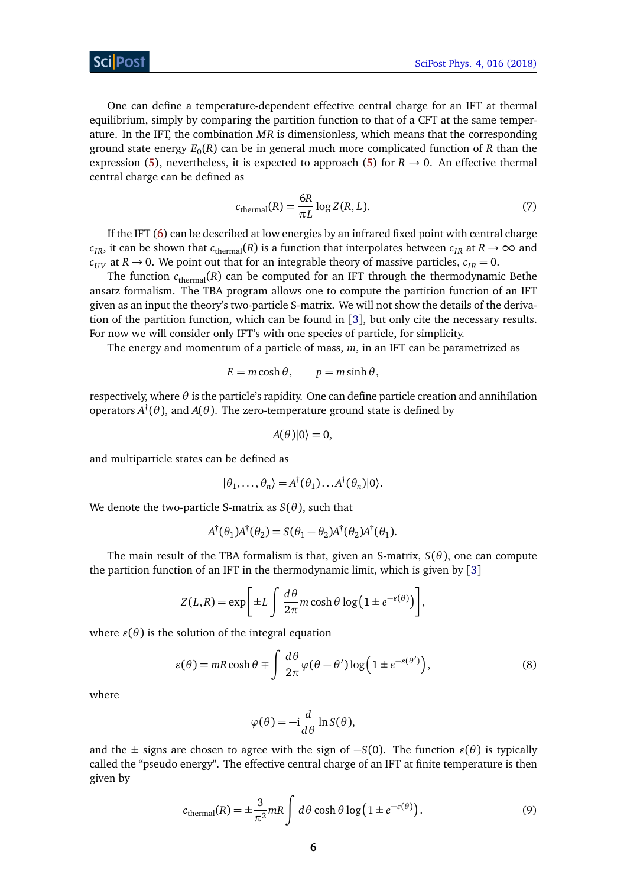One can define a temperature-dependent effective central charge for an IFT at thermal equilibrium, simply by comparing the partition function to that of a CFT at the same temperature. In the IFT, the combination $MR$ is dimensionless, which means that the corresponding ground state energy $E_0(R)$ can be in general much more complicated function of $R$ than the expression (5), nevertheless, it is expected to approach (5) for $R \to 0$. An effective thermal central charge can be defined as

$$c_{\text{thermal}}(R) = \frac{6R}{\pi L} \log Z(R, L). \tag{7}$$

If the IFT (6) can be described at low energies by an infrared fixed point with central charge $c_{IR}$, it can be shown that $c_{\text{thermal}}(R)$ is a function that interpolates between $c_{IR}$ at $R \to \infty$ and $c_{UV}$ at $R \to 0$. We point out that for an integrable theory of massive particles, $c_{IR} = 0$.

The function $c_{\text{thermal}}(R)$ can be computed for an IFT through the thermodynamic Bethe ansatz formalism. The TBA program allows one to compute the partition function of an IFT given as an input the theory's two-particle S-matrix. We will not show the details of the derivation of the partition function, which can be found in [3], but only cite the necessary results. For now we will consider only IFT's with one species of particle, for simplicity.

The energy and momentum of a particle of mass, $m$, in an IFT can be parametrized as

$$E = m\cosh\theta, \qquad p = m\sinh\theta,$$

respectively, where $\theta$ is the particle's rapidity. One can define particle creation and annihilation operators $A^\dagger(\theta)$, and $A(\theta)$. The zero-temperature ground state is defined by

$$A(\theta)|0\rangle = 0,$$

and multiparticle states can be defined as

$$|\theta_1, \dots, \theta_n\rangle = A^\dagger(\theta_1)\dots A^\dagger(\theta_n)|0\rangle.$$

We denote the two-particle S-matrix as $S(\theta)$, such that

$$A^\dagger(\theta_1)A^\dagger(\theta_2) = S(\theta_1 - \theta_2)A^\dagger(\theta_2)A^\dagger(\theta_1).$$

The main result of the TBA formalism is that, given an S-matrix, $S(\theta)$, one can compute the partition function of an IFT in the thermodynamic limit, which is given by [3]

$$Z(L,R) = \exp\left[\pm L \int \frac{d\theta}{2\pi} m\cosh\theta \log\left(1 \pm e^{-\varepsilon(\theta)}\right)\right],$$

where $\varepsilon(\theta)$ is the solution of the integral equation

$$\varepsilon(\theta) = mR\cosh\theta \mp \int \frac{d\theta}{2\pi} \varphi(\theta - \theta') \log\left(1 \pm e^{-\varepsilon(\theta')}\right), \tag{8}$$

where

$$\varphi(\theta) = -\mathrm{i}\frac{d}{d\theta} \ln S(\theta),$$

and the $\pm$ signs are chosen to agree with the sign of $-S(0)$. The function $\varepsilon(\theta)$ is typically called the "pseudo energy". The effective central charge of an IFT at finite temperature is then given by

$$c_{\text{thermal}}(R) = \pm\frac{3}{\pi^2} mR \int d\theta \cosh\theta \log\left(1 \pm e^{-\varepsilon(\theta)}\right). \tag{9}$$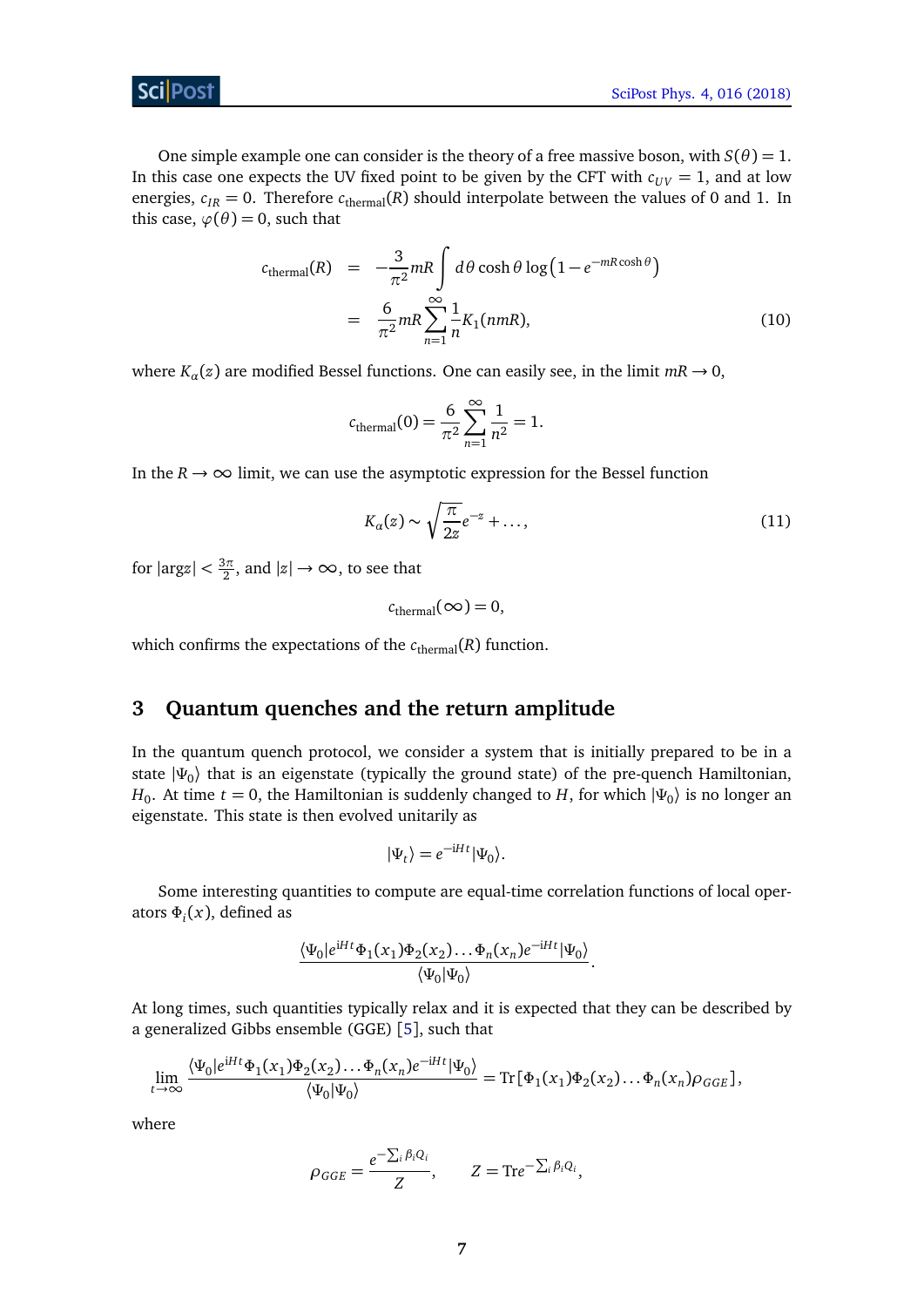One simple example one can consider is the theory of a free massive boson, with $S(\theta) = 1$. In this case one expects the UV fixed point to be given by the CFT with $c_{UV} = 1$, and at low energies, $c_{IR} = 0$. Therefore $c_{\text{thermal}}(R)$ should interpolate between the values of 0 and 1. In this case, $\varphi(\theta) = 0$, such that

$$
\begin{aligned}
c_{\text{thermal}}(R) &= -\frac{3}{\pi^2} mR \int d\theta \cosh\theta \log\left(1 - e^{-mR\cosh\theta}\right) \\
&= \frac{6}{\pi^2} mR \sum_{n=1}^{\infty} \frac{1}{n} K_1(nmR),
\end{aligned} \tag{10}
$$

where $K_\alpha(z)$ are modified Bessel functions. One can easily see, in the limit $mR \to 0$,

$$
c_{\text{thermal}}(0) = \frac{6}{\pi^2} \sum_{n=1}^{\infty} \frac{1}{n^2} = 1.
$$

In the $R \to \infty$ limit, we can use the asymptotic expression for the Bessel function

$$
K_\alpha(z) \sim \sqrt{\frac{\pi}{2z}} e^{-z} + \ldots, \tag{11}
$$

for $|\arg z| < \frac{3\pi}{2}$, and $|z| \to \infty$, to see that

$$
c_{\text{thermal}}(\infty) = 0,
$$

which confirms the expectations of the $c_{\text{thermal}}(R)$ function.

## 3 Quantum quenches and the return amplitude

In the quantum quench protocol, we consider a system that is initially prepared to be in a state $|\Psi_0\rangle$ that is an eigenstate (typically the ground state) of the pre-quench Hamiltonian, $H_0$. At time $t = 0$, the Hamiltonian is suddenly changed to $H$, for which $|\Psi_0\rangle$ is no longer an eigenstate. This state is then evolved unitarily as

$$
|\Psi_t\rangle = e^{-\mathrm{i}Ht}|\Psi_0\rangle.
$$

Some interesting quantities to compute are equal-time correlation functions of local operators $\Phi_i(x)$, defined as

$$
\frac{\langle\Psi_0|e^{\mathrm{i}Ht}\Phi_1(x_1)\Phi_2(x_2)\ldots\Phi_n(x_n)e^{-\mathrm{i}Ht}|\Psi_0\rangle}{\langle\Psi_0|\Psi_0\rangle}.
$$

At long times, such quantities typically relax and it is expected that they can be described by a generalized Gibbs ensemble (GGE) [5], such that

$$
\lim_{t\to\infty} \frac{\langle\Psi_0|e^{\mathrm{i}Ht}\Phi_1(x_1)\Phi_2(x_2)\ldots\Phi_n(x_n)e^{-\mathrm{i}Ht}|\Psi_0\rangle}{\langle\Psi_0|\Psi_0\rangle} = \mathrm{Tr}\left[\Phi_1(x_1)\Phi_2(x_2)\ldots\Phi_n(x_n)\rho_{GGE}\right],
$$

where

$$
\rho_{GGE} = \frac{e^{-\sum_i \beta_i Q_i}}{Z}, \qquad Z = \mathrm{Tr} e^{-\sum_i \beta_i Q_i},
$$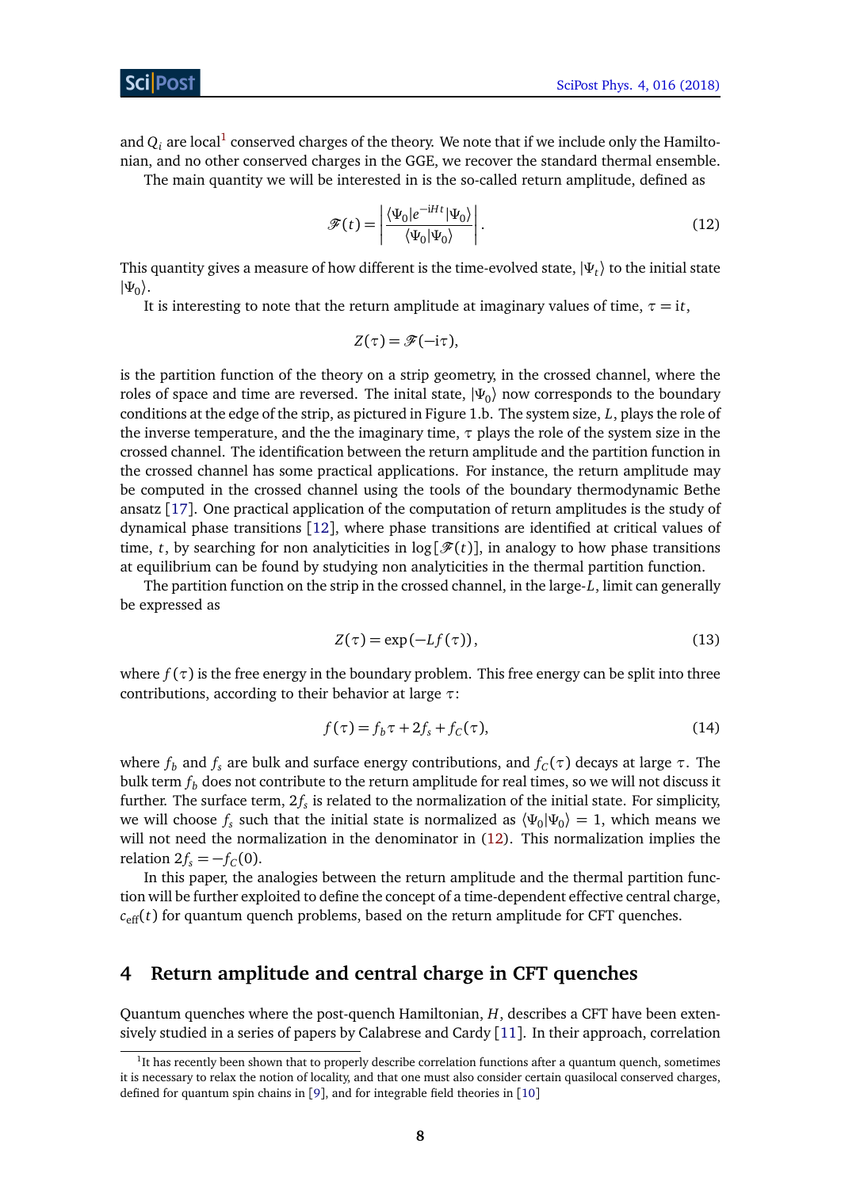and $Q_i$ are local[1] conserved charges of the theory. We note that if we include only the Hamiltonian, and no other conserved charges in the GGE, we recover the standard thermal ensemble.

The main quantity we will be interested in is the so-called return amplitude, defined as

$$\mathscr{F}(t) = \left| \frac{\langle \Psi_0 | e^{-iHt} | \Psi_0 \rangle}{\langle \Psi_0 | \Psi_0 \rangle} \right| . \tag{12}$$

This quantity gives a measure of how different is the time-evolved state, $|\Psi_t\rangle$ to the initial state $|\Psi_0\rangle$.

It is interesting to note that the return amplitude at imaginary values of time, $\tau = it$,

$$Z(\tau) = \mathscr{F}(-i\tau),$$

is the partition function of the theory on a strip geometry, in the crossed channel, where the roles of space and time are reversed. The inital state, $|\Psi_0\rangle$ now corresponds to the boundary conditions at the edge of the strip, as pictured in Figure 1.b. The system size, $L$, plays the role of the inverse temperature, and the the imaginary time, $\tau$ plays the role of the system size in the crossed channel. The identification between the return amplitude and the partition function in the crossed channel has some practical applications. For instance, the return amplitude may be computed in the crossed channel using the tools of the boundary thermodynamic Bethe ansatz [17]. One practical application of the computation of return amplitudes is the study of dynamical phase transitions [12], where phase transitions are identified at critical values of time, $t$, by searching for non analyticities in $\log[\mathscr{F}(t)]$, in analogy to how phase transitions at equilibrium can be found by studying non analyticities in the thermal partition function.

The partition function on the strip in the crossed channel, in the large-$L$, limit can generally be expressed as

$$Z(\tau) = \exp(-L f(\tau)), \tag{13}$$

where $f(\tau)$ is the free energy in the boundary problem. This free energy can be split into three contributions, according to their behavior at large $\tau$:

$$f(\tau) = f_b \tau + 2 f_s + f_C(\tau), \tag{14}$$

where $f_b$ and $f_s$ are bulk and surface energy contributions, and $f_C(\tau)$ decays at large $\tau$. The bulk term $f_b$ does not contribute to the return amplitude for real times, so we will not discuss it further. The surface term, $2f_s$ is related to the normalization of the initial state. For simplicity, we will choose $f_s$ such that the initial state is normalized as $\langle \Psi_0 | \Psi_0 \rangle = 1$, which means we will not need the normalization in the denominator in (12). This normalization implies the relation $2f_s = -f_C(0)$.

In this paper, the analogies between the return amplitude and the thermal partition function will be further exploited to define the concept of a time-dependent effective central charge, $c_{\text{eff}}(t)$ for quantum quench problems, based on the return amplitude for CFT quenches.

## 4 Return amplitude and central charge in CFT quenches

Quantum quenches where the post-quench Hamiltonian, $H$, describes a CFT have been extensively studied in a series of papers by Calabrese and Cardy [11]. In their approach, correlation

[1] It has recently been shown that to properly describe correlation functions after a quantum quench, sometimes it is necessary to relax the notion of locality, and that one must also consider certain quasilocal conserved charges, defined for quantum spin chains in [9], and for integrable field theories in [10]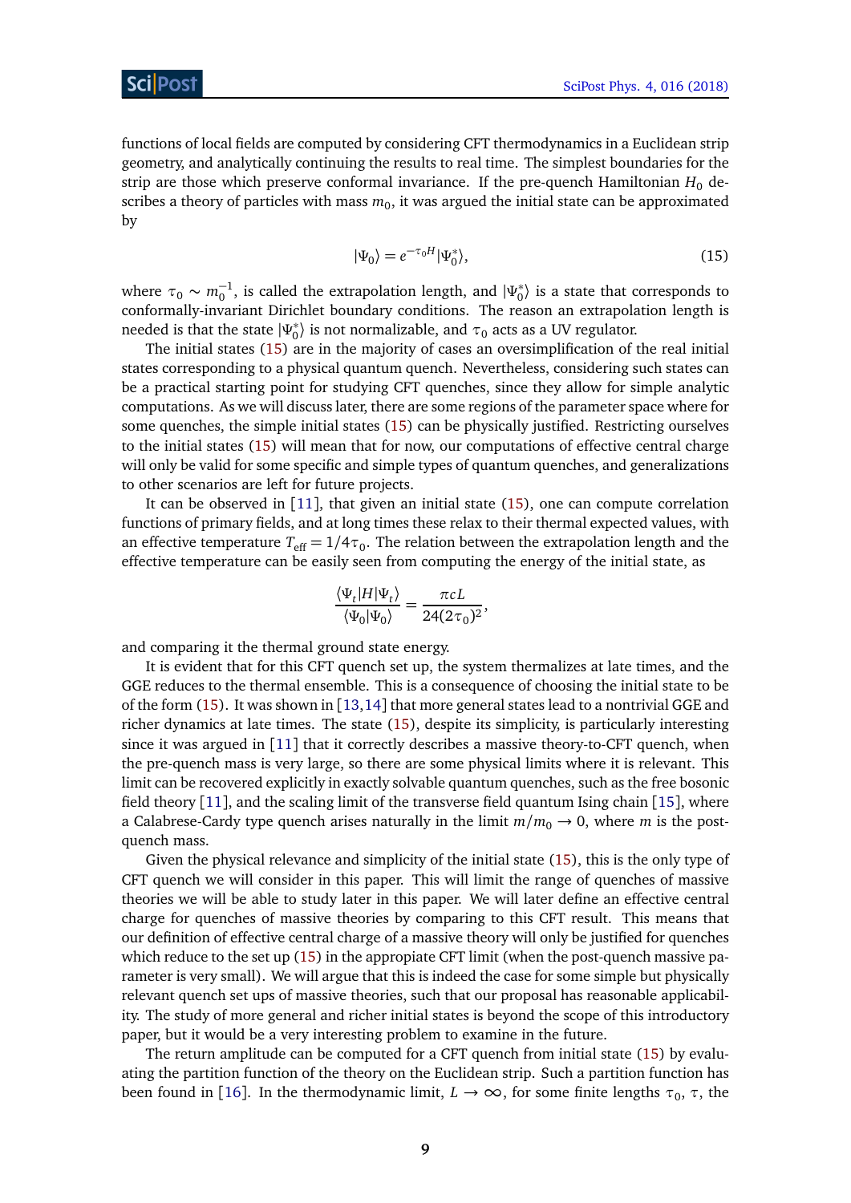functions of local fields are computed by considering CFT thermodynamics in a Euclidean strip geometry, and analytically continuing the results to real time. The simplest boundaries for the strip are those which preserve conformal invariance. If the pre-quench Hamiltonian $H_0$ describes a theory of particles with mass $m_0$, it was argued the initial state can be approximated by

$$|\Psi_0\rangle = e^{-\tau_0 H}|\Psi_0^*\rangle, \tag{15}$$

where $\tau_0 \sim m_0^{-1}$, is called the extrapolation length, and $|\Psi_0^*\rangle$ is a state that corresponds to conformally-invariant Dirichlet boundary conditions. The reason an extrapolation length is needed is that the state $|\Psi_0^*\rangle$ is not normalizable, and $\tau_0$ acts as a UV regulator.

The initial states (15) are in the majority of cases an oversimplification of the real initial states corresponding to a physical quantum quench. Nevertheless, considering such states can be a practical starting point for studying CFT quenches, since they allow for simple analytic computations. As we will discuss later, there are some regions of the parameter space where for some quenches, the simple initial states (15) can be physically justified. Restricting ourselves to the initial states (15) will mean that for now, our computations of effective central charge will only be valid for some specific and simple types of quantum quenches, and generalizations to other scenarios are left for future projects.

It can be observed in [11], that given an initial state (15), one can compute correlation functions of primary fields, and that at long times these relax to their thermal expected values, with an effective temperature $T_{\text{eff}} = 1/4\tau_0$. The relation between the extrapolation length and the effective temperature can be easily seen from computing the energy of the initial state, as

$$\frac{\langle\Psi_t|H|\Psi_t\rangle}{\langle\Psi_0|\Psi_0\rangle} = \frac{\pi c L}{24(2\tau_0)^2},$$

and comparing it the thermal ground state energy.

It is evident that for this CFT quench set up, the system thermalizes at late times, and the GGE reduces to the thermal ensemble. This is a consequence of choosing the initial state to be of the form (15). It was shown in [13,14] that more general states lead to a nontrivial GGE and richer dynamics at late times. The state (15), despite its simplicity, is particularly interesting since it was argued in [11] that it correctly describes a massive theory-to-CFT quench, when the pre-quench mass is very large, so there are some physical limits where it is relevant. This limit can be recovered explicitly in exactly solvable quantum quenches, such as the free bosonic field theory [11], and the scaling limit of the transverse field quantum Ising chain [15], where a Calabrese-Cardy type quench arises naturally in the limit $m/m_0 \to 0$, where $m$ is the post-quench mass.

Given the physical relevance and simplicity of the initial state (15), this is the only type of CFT quench we will consider in this paper. This will limit the range of quenches of massive theories we will be able to study later in this paper. We will later define an effective central charge for quenches of massive theories by comparing to this CFT result. This means that our definition of effective central charge of a massive theory will only be justified for quenches which reduce to the set up (15) in the appropiate CFT limit (when the post-quench massive parameter is very small). We will argue that this is indeed the case for some simple but physically relevant quench set ups of massive theories, such that our proposal has reasonable applicability. The study of more general and richer initial states is beyond the scope of this introductory paper, but it would be a very interesting problem to examine in the future.

The return amplitude can be computed for a CFT quench from initial state (15) by evaluating the partition function of the theory on the Euclidean strip. Such a partition function has been found in [16]. In the thermodynamic limit, $L \to \infty$, for some finite lengths $\tau_0$, $\tau$, the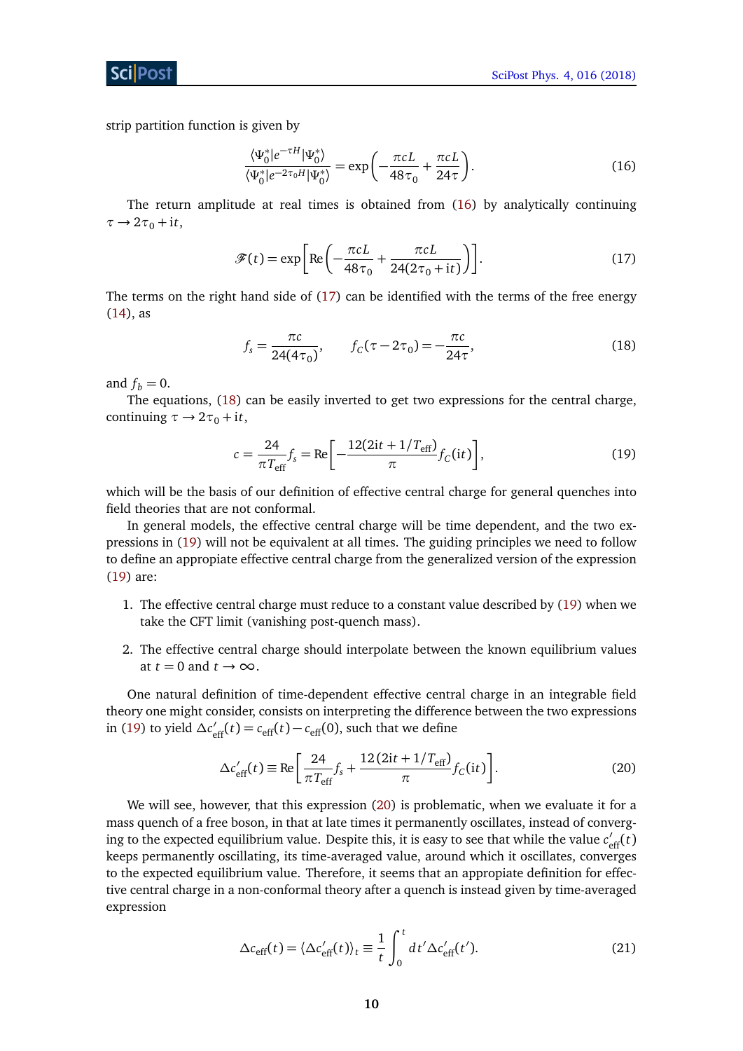strip partition function is given by

$$\frac{\langle \Psi_0^* | e^{-\tau H} | \Psi_0^* \rangle}{\langle \Psi_0^* | e^{-2\tau_0 H} | \Psi_0^* \rangle} = \exp\left( -\frac{\pi c L}{48\tau_0} + \frac{\pi c L}{24\tau} \right). \tag{16}$$

The return amplitude at real times is obtained from (16) by analytically continuing $\tau \to 2\tau_0 + it$,

$$\mathscr{F}(t) = \exp\left[ \mathrm{Re}\left( -\frac{\pi c L}{48\tau_0} + \frac{\pi c L}{24(2\tau_0 + it)} \right) \right]. \tag{17}$$

The terms on the right hand side of (17) can be identified with the terms of the free energy (14), as

$$f_s = \frac{\pi c}{24(4\tau_0)}, \qquad f_C(\tau - 2\tau_0) = -\frac{\pi c}{24\tau}, \tag{18}$$

and $f_b = 0$.

The equations, (18) can be easily inverted to get two expressions for the central charge, continuing $\tau \to 2\tau_0 + it$,

$$c = \frac{24}{\pi T_{\text{eff}}} f_s = \mathrm{Re}\left[ -\frac{12(2it + 1/T_{\text{eff}})}{\pi} f_C(it) \right], \tag{19}$$

which will be the basis of our definition of effective central charge for general quenches into field theories that are not conformal.

In general models, the effective central charge will be time dependent, and the two expressions in (19) will not be equivalent at all times. The guiding principles we need to follow to define an appropiate effective central charge from the generalized version of the expression (19) are:

1. The effective central charge must reduce to a constant value described by (19) when we take the CFT limit (vanishing post-quench mass).
2. The effective central charge should interpolate between the known equilibrium values at $t = 0$ and $t \to \infty$.

One natural definition of time-dependent effective central charge in an integrable field theory one might consider, consists on interpreting the difference between the two expressions in (19) to yield $\Delta c'_{\text{eff}}(t) = c_{\text{eff}}(t) - c_{\text{eff}}(0)$, such that we define

$$\Delta c'_{\text{eff}}(t) \equiv \mathrm{Re}\left[ \frac{24}{\pi T_{\text{eff}}} f_s + \frac{12\,(2it + 1/T_{\text{eff}})}{\pi} f_C(it) \right]. \tag{20}$$

We will see, however, that this expression (20) is problematic, when we evaluate it for a mass quench of a free boson, in that at late times it permanently oscillates, instead of converging to the expected equilibrium value. Despite this, it is easy to see that while the value $c'_{\text{eff}}(t)$ keeps permanently oscillating, its time-averaged value, around which it oscillates, converges to the expected equilibrium value. Therefore, it seems that an appropiate definition for effective central charge in a non-conformal theory after a quench is instead given by time-averaged expression

$$\Delta c_{\text{eff}}(t) = \langle \Delta c'_{\text{eff}}(t) \rangle_t \equiv \frac{1}{t} \int_0^t dt' \Delta c'_{\text{eff}}(t'). \tag{21}$$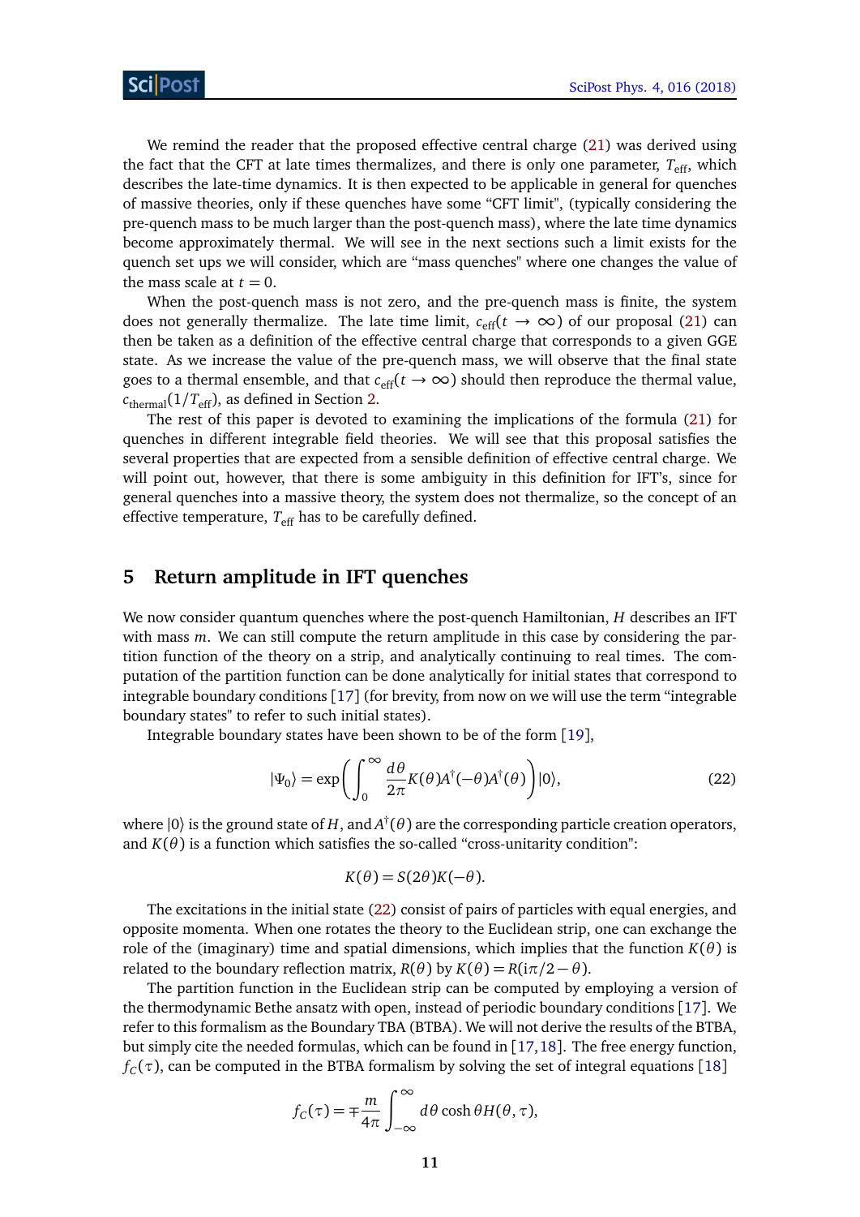We remind the reader that the proposed effective central charge (21) was derived using the fact that the CFT at late times thermalizes, and there is only one parameter, $T_{\text{eff}}$, which describes the late-time dynamics. It is then expected to be applicable in general for quenches of massive theories, only if these quenches have some "CFT limit", (typically considering the pre-quench mass to be much larger than the post-quench mass), where the late time dynamics become approximately thermal. We will see in the next sections such a limit exists for the quench set ups we will consider, which are "mass quenches" where one changes the value of the mass scale at $t = 0$.

When the post-quench mass is not zero, and the pre-quench mass is finite, the system does not generally thermalize. The late time limit, $c_{\text{eff}}(t \to \infty)$ of our proposal (21) can then be taken as a definition of the effective central charge that corresponds to a given GGE state. As we increase the value of the pre-quench mass, we will observe that the final state goes to a thermal ensemble, and that $c_{\text{eff}}(t \to \infty)$ should then reproduce the thermal value, $c_{\text{thermal}}(1/T_{\text{eff}})$, as defined in Section 2.

The rest of this paper is devoted to examining the implications of the formula (21) for quenches in different integrable field theories. We will see that this proposal satisfies the several properties that are expected from a sensible definition of effective central charge. We will point out, however, that there is some ambiguity in this definition for IFT's, since for general quenches into a massive theory, the system does not thermalize, so the concept of an effective temperature, $T_{\text{eff}}$ has to be carefully defined.

## 5 Return amplitude in IFT quenches

We now consider quantum quenches where the post-quench Hamiltonian, $H$ describes an IFT with mass $m$. We can still compute the return amplitude in this case by considering the partition function of the theory on a strip, and analytically continuing to real times. The computation of the partition function can be done analytically for initial states that correspond to integrable boundary conditions [17] (for brevity, from now on we will use the term "integrable boundary states" to refer to such initial states).

Integrable boundary states have been shown to be of the form [19],

$$|\Psi_0\rangle = \exp\left(\int_0^\infty \frac{d\theta}{2\pi} K(\theta) A^\dagger(-\theta) A^\dagger(\theta)\right)|0\rangle, \tag{22}$$

where $|0\rangle$ is the ground state of $H$, and $A^\dagger(\theta)$ are the corresponding particle creation operators, and $K(\theta)$ is a function which satisfies the so-called "cross-unitarity condition":

$$K(\theta) = S(2\theta)K(-\theta).$$

The excitations in the initial state (22) consist of pairs of particles with equal energies, and opposite momenta. When one rotates the theory to the Euclidean strip, one can exchange the role of the (imaginary) time and spatial dimensions, which implies that the function $K(\theta)$ is related to the boundary reflection matrix, $R(\theta)$ by $K(\theta) = R(i\pi/2 - \theta)$.

The partition function in the Euclidean strip can be computed by employing a version of the thermodynamic Bethe ansatz with open, instead of periodic boundary conditions [17]. We refer to this formalism as the Boundary TBA (BTBA). We will not derive the results of the BTBA, but simply cite the needed formulas, which can be found in [17,18]. The free energy function, $f_C(\tau)$, can be computed in the BTBA formalism by solving the set of integral equations [18]

$$f_C(\tau) = \mp\frac{m}{4\pi}\int_{-\infty}^{\infty} d\theta \cosh\theta H(\theta,\tau),$$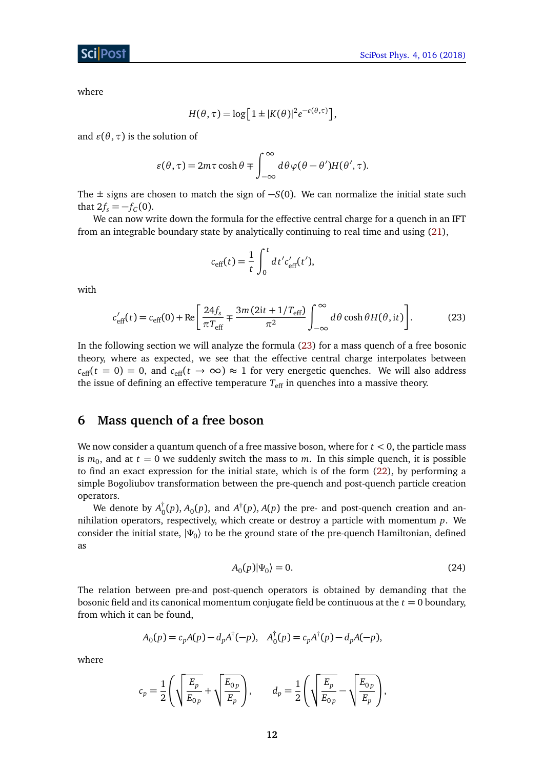where

$$H(\theta,\tau) = \log\left[1 \pm |K(\theta)|^2 e^{-\varepsilon(\theta,\tau)}\right],$$

and $\varepsilon(\theta,\tau)$ is the solution of

$$\varepsilon(\theta,\tau) = 2m\tau\cosh\theta \mp \int_{-\infty}^{\infty} d\theta \varphi(\theta-\theta')H(\theta',\tau).$$

The $\pm$ signs are chosen to match the sign of $-S(0)$. We can normalize the initial state such that $2f_s = -f_C(0)$.

We can now write down the formula for the effective central charge for a quench in an IFT from an integrable boundary state by analytically continuing to real time and using (21),

$$c_{\text{eff}}(t) = \frac{1}{t}\int_0^t dt' c'_{\text{eff}}(t'),$$

with

$$c'_{\text{eff}}(t) = c_{\text{eff}}(0) + \text{Re}\left[\frac{24 f_s}{\pi T_{\text{eff}}} \mp \frac{3m\left(2it + 1/T_{\text{eff}}\right)}{\pi^2}\int_{-\infty}^{\infty} d\theta \cosh\theta H(\theta, it)\right]. \tag{23}$$

In the following section we will analyze the formula (23) for a mass quench of a free bosonic theory, where as expected, we see that the effective central charge interpolates between $c_{\text{eff}}(t=0) = 0$, and $c_{\text{eff}}(t\to\infty) \approx 1$ for very energetic quenches. We will also address the issue of defining an effective temperature $T_{\text{eff}}$ in quenches into a massive theory.

## 6 Mass quench of a free boson

We now consider a quantum quench of a free massive boson, where for $t<0$, the particle mass is $m_0$, and at $t=0$ we suddenly switch the mass to $m$. In this simple quench, it is possible to find an exact expression for the initial state, which is of the form (22), by performing a simple Bogoliubov transformation between the pre-quench and post-quench particle creation operators.

We denote by $A_0^\dagger(p), A_0(p)$, and $A^\dagger(p), A(p)$ the pre- and post-quench creation and annihilation operators, respectively, which create or destroy a particle with momentum $p$. We consider the initial state, $|\Psi_0\rangle$ to be the ground state of the pre-quench Hamiltonian, defined as

$$A_0(p)|\Psi_0\rangle = 0. \tag{24}$$

The relation between pre-and post-quench operators is obtained by demanding that the bosonic field and its canonical momentum conjugate field be continuous at the $t=0$ boundary, from which it can be found,

$$A_0(p) = c_p A(p) - d_p A^\dagger(-p), \quad A_0^\dagger(p) = c_p A^\dagger(p) - d_p A(-p),$$

where

$$c_p = \frac{1}{2}\left(\sqrt{\frac{E_p}{E_{0p}}} + \sqrt{\frac{E_{0p}}{E_p}}\right), \qquad d_p = \frac{1}{2}\left(\sqrt{\frac{E_p}{E_{0p}}} - \sqrt{\frac{E_{0p}}{E_p}}\right),$$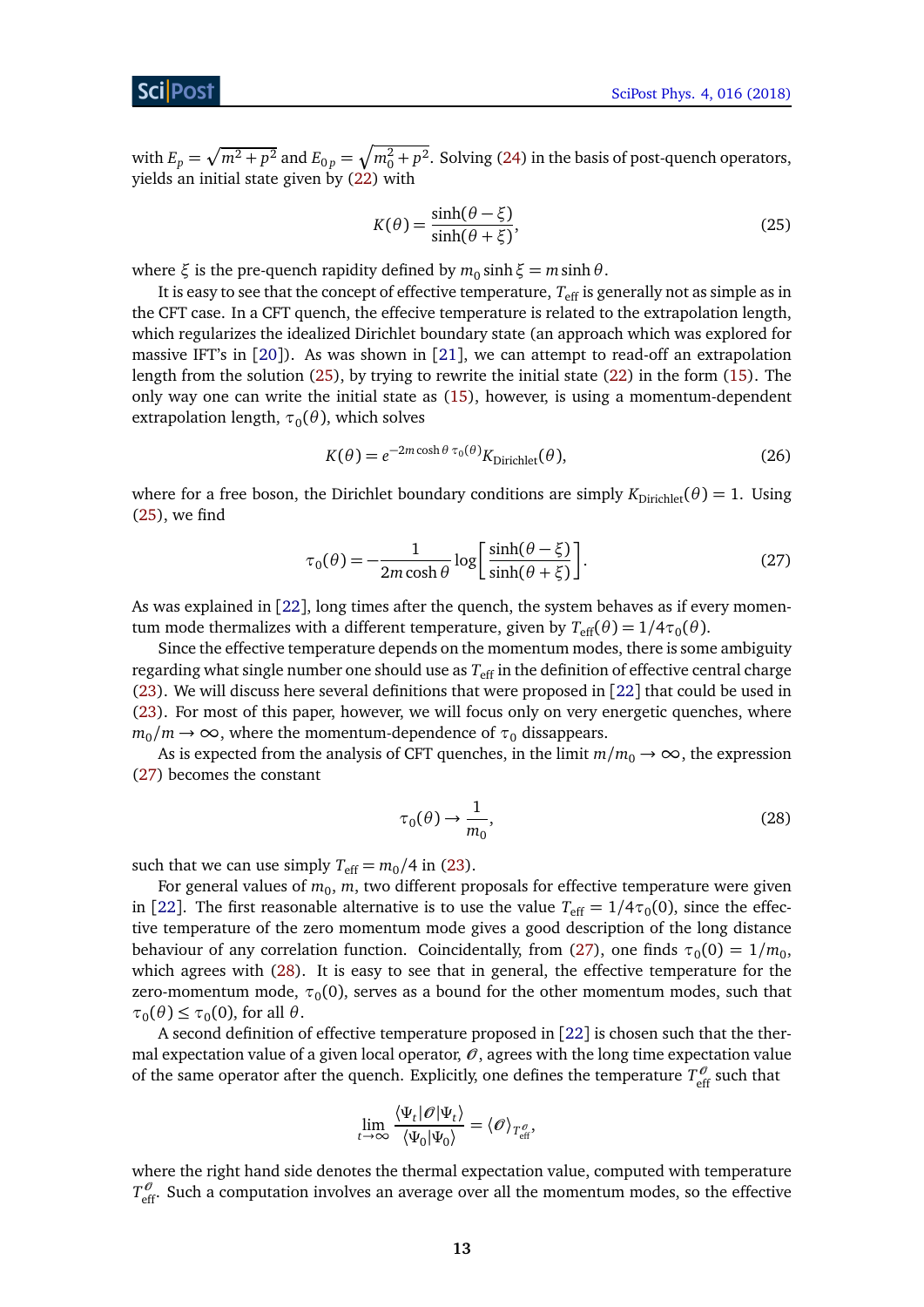with $E_p = \sqrt{m^2 + p^2}$ and $E_{0\,p} = \sqrt{m_0^2 + p^2}$. Solving (24) in the basis of post-quench operators, yields an initial state given by (22) with

$$K(\theta) = \frac{\sinh(\theta - \xi)}{\sinh(\theta + \xi)}, \tag{25}$$

where $\xi$ is the pre-quench rapidity defined by $m_0 \sinh \xi = m \sinh \theta$.

It is easy to see that the concept of effective temperature, $T_{\text{eff}}$ is generally not as simple as in the CFT case. In a CFT quench, the effecive temperature is related to the extrapolation length, which regularizes the idealized Dirichlet boundary state (an approach which was explored for massive IFT's in [20]). As was shown in [21], we can attempt to read-off an extrapolation length from the solution (25), by trying to rewrite the initial state (22) in the form (15). The only way one can write the initial state as (15), however, is using a momentum-dependent extrapolation length, $\tau_0(\theta)$, which solves

$$K(\theta) = e^{-2m\cosh\theta\, \tau_0(\theta)} K_{\text{Dirichlet}}(\theta), \tag{26}$$

where for a free boson, the Dirichlet boundary conditions are simply $K_{\text{Dirichlet}}(\theta) = 1$. Using (25), we find

$$\tau_0(\theta) = -\frac{1}{2m\cosh\theta} \log\left[\frac{\sinh(\theta - \xi)}{\sinh(\theta + \xi)}\right]. \tag{27}$$

As was explained in [22], long times after the quench, the system behaves as if every momentum mode thermalizes with a different temperature, given by $T_{\text{eff}}(\theta) = 1/4\tau_0(\theta)$.

Since the effective temperature depends on the momentum modes, there is some ambiguity regarding what single number one should use as $T_{\text{eff}}$ in the definition of effective central charge (23). We will discuss here several definitions that were proposed in [22] that could be used in (23). For most of this paper, however, we will focus only on very energetic quenches, where $m_0/m \to \infty$, where the momentum-dependence of $\tau_0$ dissappears.

As is expected from the analysis of CFT quenches, in the limit $m/m_0 \to \infty$, the expression (27) becomes the constant

$$\tau_0(\theta) \to \frac{1}{m_0}, \tag{28}$$

such that we can use simply $T_{\text{eff}} = m_0/4$ in (23).

For general values of $m_0$, $m$, two different proposals for effective temperature were given in [22]. The first reasonable alternative is to use the value $T_{\text{eff}} = 1/4\tau_0(0)$, since the effective temperature of the zero momentum mode gives a good description of the long distance behaviour of any correlation function. Coincidentally, from (27), one finds $\tau_0(0) = 1/m_0$, which agrees with (28). It is easy to see that in general, the effective temperature for the zero-momentum mode, $\tau_0(0)$, serves as a bound for the other momentum modes, such that $\tau_0(\theta) \le \tau_0(0)$, for all $\theta$.

A second definition of effective temperature proposed in [22] is chosen such that the thermal expectation value of a given local operator, $\mathcal{O}$, agrees with the long time expectation value of the same operator after the quench. Explicitly, one defines the temperature $T^{\mathcal{O}}_{\text{eff}}$ such that

$$\lim_{t\to\infty} \frac{\langle \Psi_t | \mathcal{O} | \Psi_t \rangle}{\langle \Psi_0 | \Psi_0 \rangle} = \langle \mathcal{O} \rangle_{T^{\mathcal{O}}_{\text{eff}}},$$

where the right hand side denotes the thermal expectation value, computed with temperature $T^{\mathcal{O}}_{\text{eff}}$. Such a computation involves an average over all the momentum modes, so the effective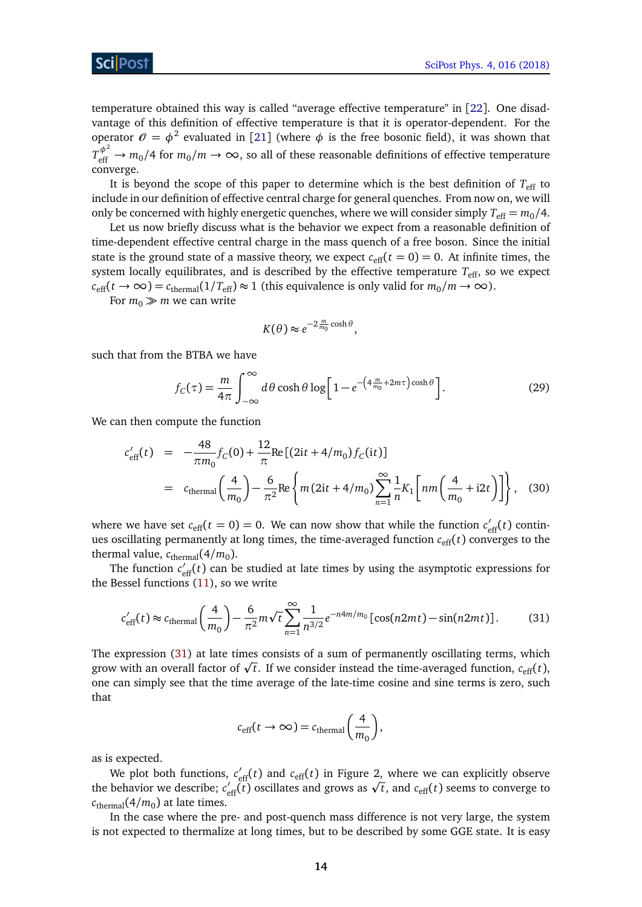temperature obtained this way is called "average effective temperature" in [22]. One disadvantage of this definition of effective temperature is that it is operator-dependent. For the operator $\mathcal{O} = \phi^2$ evaluated in [21] (where $\phi$ is the free bosonic field), it was shown that $T_{\text{eff}}^{\phi^2} \to m_0/4$ for $m_0/m \to \infty$, so all of these reasonable definitions of effective temperature converge.

It is beyond the scope of this paper to determine which is the best definition of $T_{\text{eff}}$ to include in our definition of effective central charge for general quenches. From now on, we will only be concerned with highly energetic quenches, where we will consider simply $T_{\text{eff}} = m_0/4$.

Let us now briefly discuss what is the behavior we expect from a reasonable definition of time-dependent effective central charge in the mass quench of a free boson. Since the initial state is the ground state of a massive theory, we expect $c_{\text{eff}}(t=0) = 0$. At infinite times, the system locally equilibrates, and is described by the effective temperature $T_{\text{eff}}$, so we expect $c_{\text{eff}}(t \to \infty) = c_{\text{thermal}}(1/T_{\text{eff}}) \approx 1$ (this equivalence is only valid for $m_0/m \to \infty$).

For $m_0 \gg m$ we can write

$$K(\theta) \approx e^{-2\frac{m}{m_0}\cosh\theta},$$

such that from the BTBA we have

$$f_C(\tau) = \frac{m}{4\pi}\int_{-\infty}^{\infty} d\theta \cosh\theta \log\left[1 - e^{-\left(4\frac{m}{m_0} + 2m\tau\right)\cosh\theta}\right]. \tag{29}$$

We can then compute the function

$$\begin{aligned} c'_{\text{eff}}(t) &= -\frac{48}{\pi m_0} f_C(0) + \frac{12}{\pi}\text{Re}\left[(2it + 4/m_0) f_C(it)\right] \\ &= c_{\text{thermal}}\left(\frac{4}{m_0}\right) - \frac{6}{\pi^2}\text{Re}\left\{m(2it + 4/m_0)\sum_{n=1}^{\infty}\frac{1}{n}K_1\left[nm\left(\frac{4}{m_0} + \text{i}2t\right)\right]\right\}, \end{aligned} \tag{30}$$

where we have set $c_{\text{eff}}(t=0) = 0$. We can now show that while the function $c'_{\text{eff}}(t)$ continues oscillating permanently at long times, the time-averaged function $c_{\text{eff}}(t)$ converges to the thermal value, $c_{\text{thermal}}(4/m_0)$.

The function $c'_{\text{eff}}(t)$ can be studied at late times by using the asymptotic expressions for the Bessel functions (11), so we write

$$c'_{\text{eff}}(t) \approx c_{\text{thermal}}\left(\frac{4}{m_0}\right) - \frac{6}{\pi^2} m\sqrt{t}\sum_{n=1}^{\infty}\frac{1}{n^{3/2}}e^{-n4m/m_0}\left[\cos(n2mt) - \sin(n2mt)\right]. \tag{31}$$

The expression (31) at late times consists of a sum of permanently oscillating terms, which grow with an overall factor of $\sqrt{t}$. If we consider instead the time-averaged function, $c_{\text{eff}}(t)$, one can simply see that the time average of the late-time cosine and sine terms is zero, such that

$$c_{\text{eff}}(t \to \infty) = c_{\text{thermal}}\left(\frac{4}{m_0}\right),$$

as is expected.

We plot both functions, $c'_{\text{eff}}(t)$ and $c_{\text{eff}}(t)$ in Figure 2, where we can explicitly observe the behavior we describe; $c'_{\text{eff}}(t)$ oscillates and grows as $\sqrt{t}$, and $c_{\text{eff}}(t)$ seems to converge to $c_{\text{thermal}}(4/m_0)$ at late times.

In the case where the pre- and post-quench mass difference is not very large, the system is not expected to thermalize at long times, but to be described by some GGE state. It is easy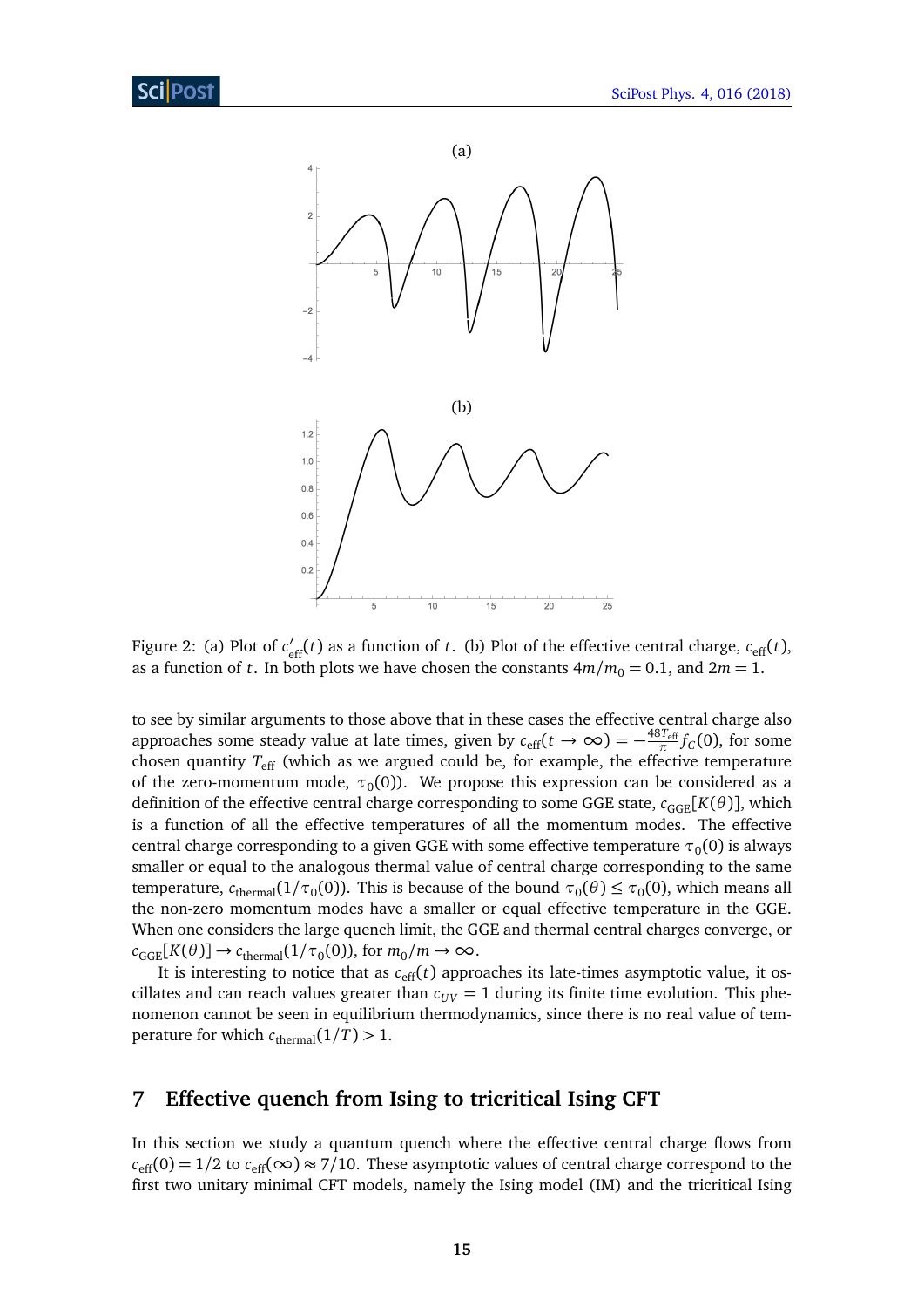(a)

(b)

Figure 2: (a) Plot of $c'_{\text{eff}}(t)$ as a function of $t$. (b) Plot of the effective central charge, $c_{\text{eff}}(t)$, as a function of $t$. In both plots we have chosen the constants $4m/m_0 = 0.1$, and $2m = 1$.

to see by similar arguments to those above that in these cases the effective central charge also approaches some steady value at late times, given by $c_{\text{eff}}(t \to \infty) = -\frac{48 T_{\text{eff}}}{\pi} f_C(0)$, for some chosen quantity $T_{\text{eff}}$ (which as we argued could be, for example, the effective temperature of the zero-momentum mode, $\tau_0(0)$). We propose this expression can be considered as a definition of the effective central charge corresponding to some GGE state, $c_{\text{GGE}}[K(\theta)]$, which is a function of all the effective temperatures of all the momentum modes. The effective central charge corresponding to a given GGE with some effective temperature $\tau_0(0)$ is always smaller or equal to the analogous thermal value of central charge corresponding to the same temperature, $c_{\text{thermal}}(1/\tau_0(0))$. This is because of the bound $\tau_0(\theta) \leq \tau_0(0)$, which means all the non-zero momentum modes have a smaller or equal effective temperature in the GGE. When one considers the large quench limit, the GGE and thermal central charges converge, or $c_{\text{GGE}}[K(\theta)] \to c_{\text{thermal}}(1/\tau_0(0))$, for $m_0/m \to \infty$.

It is interesting to notice that as $c_{\text{eff}}(t)$ approaches its late-times asymptotic value, it oscillates and can reach values greater than $c_{UV} = 1$ during its finite time evolution. This phenomenon cannot be seen in equilibrium thermodynamics, since there is no real value of temperature for which $c_{\text{thermal}}(1/T) > 1$.

## 7 Effective quench from Ising to tricritical Ising CFT

In this section we study a quantum quench where the effective central charge flows from $c_{\text{eff}}(0) = 1/2$ to $c_{\text{eff}}(\infty) \approx 7/10$. These asymptotic values of central charge correspond to the first two unitary minimal CFT models, namely the Ising model (IM) and the tricritical Ising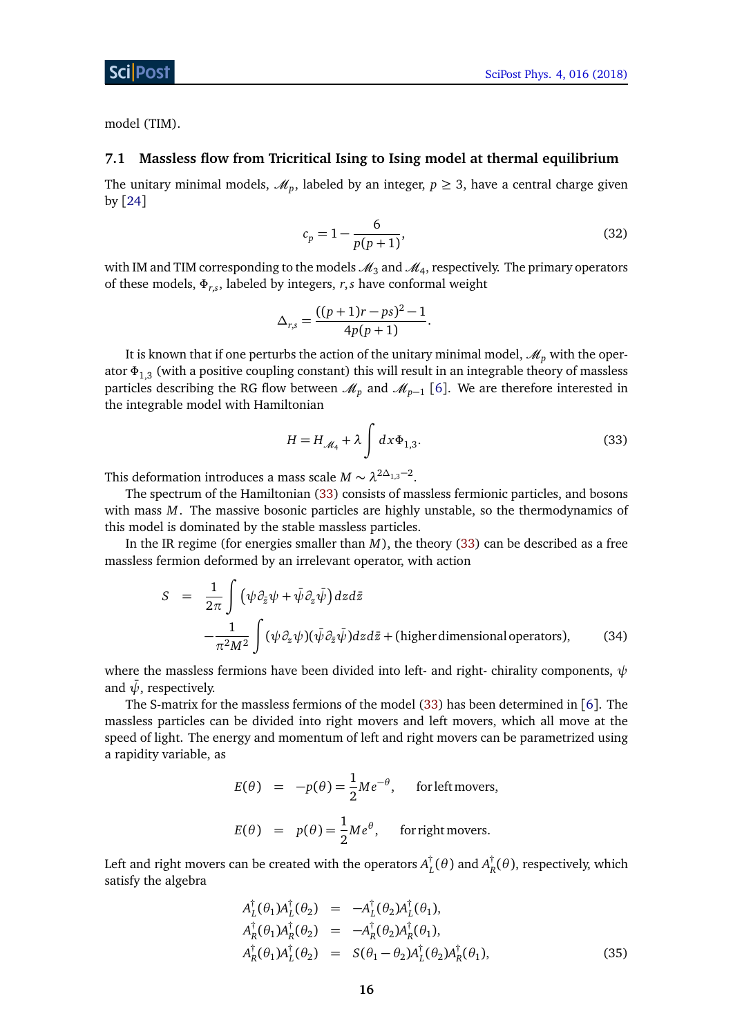model (TIM).

### 7.1 Massless flow from Tricritical Ising to Ising model at thermal equilibrium

The unitary minimal models, $\mathscr{M}_p$, labeled by an integer, $p \geq 3$, have a central charge given by [24]

$$c_p = 1 - \frac{6}{p(p+1)}, \tag{32}$$

with IM and TIM corresponding to the models $\mathscr{M}_3$ and $\mathscr{M}_4$, respectively. The primary operators of these models, $\Phi_{r,s}$, labeled by integers, $r, s$ have conformal weight

$$\Delta_{r,s} = \frac{((p+1)r - ps)^2 - 1}{4p(p+1)}.$$

It is known that if one perturbs the action of the unitary minimal model, $\mathscr{M}_p$ with the operator $\Phi_{1,3}$ (with a positive coupling constant) this will result in an integrable theory of massless particles describing the RG flow between $\mathscr{M}_p$ and $\mathscr{M}_{p-1}$ [6]. We are therefore interested in the integrable model with Hamiltonian

$$H = H_{\mathscr{M}_4} + \lambda \int dx \Phi_{1,3}. \tag{33}$$

This deformation introduces a mass scale $M \sim \lambda^{2\Delta_{1,3}-2}$.

The spectrum of the Hamiltonian (33) consists of massless fermionic particles, and bosons with mass $M$. The massive bosonic particles are highly unstable, so the thermodynamics of this model is dominated by the stable massless particles.

In the IR regime (for energies smaller than $M$), the theory (33) can be described as a free massless fermion deformed by an irrelevant operator, with action

$$\begin{aligned} S &= \frac{1}{2\pi} \int \left( \psi \partial_{\bar{z}} \psi + \bar{\psi} \partial_z \bar{\psi} \right) dz d\bar{z} \\ &\quad - \frac{1}{\pi^2 M^2} \int (\psi \partial_z \psi)(\bar{\psi} \partial_{\bar{z}} \bar{\psi}) dz d\bar{z} + (\text{higher dimensional operators}), \end{aligned} \tag{34}$$

where the massless fermions have been divided into left- and right- chirality components, $\psi$ and $\bar{\psi}$, respectively.

The S-matrix for the massless fermions of the model (33) has been determined in [6]. The massless particles can be divided into right movers and left movers, which all move at the speed of light. The energy and momentum of left and right movers can be parametrized using a rapidity variable, as

$$\begin{aligned} E(\theta) &= -p(\theta) = \frac{1}{2} M e^{-\theta}, \qquad \text{for left movers}, \\ E(\theta) &= p(\theta) = \frac{1}{2} M e^{\theta}, \qquad \text{for right movers}. \end{aligned}$$

Left and right movers can be created with the operators $A_L^\dagger(\theta)$ and $A_R^\dagger(\theta)$, respectively, which satisfy the algebra

$$\begin{aligned} A_L^\dagger(\theta_1) A_L^\dagger(\theta_2) &= -A_L^\dagger(\theta_2) A_L^\dagger(\theta_1), \\ A_R^\dagger(\theta_1) A_R^\dagger(\theta_2) &= -A_R^\dagger(\theta_2) A_R^\dagger(\theta_1), \\ A_R^\dagger(\theta_1) A_L^\dagger(\theta_2) &= S(\theta_1 - \theta_2) A_L^\dagger(\theta_2) A_R^\dagger(\theta_1), \end{aligned} \tag{35}$$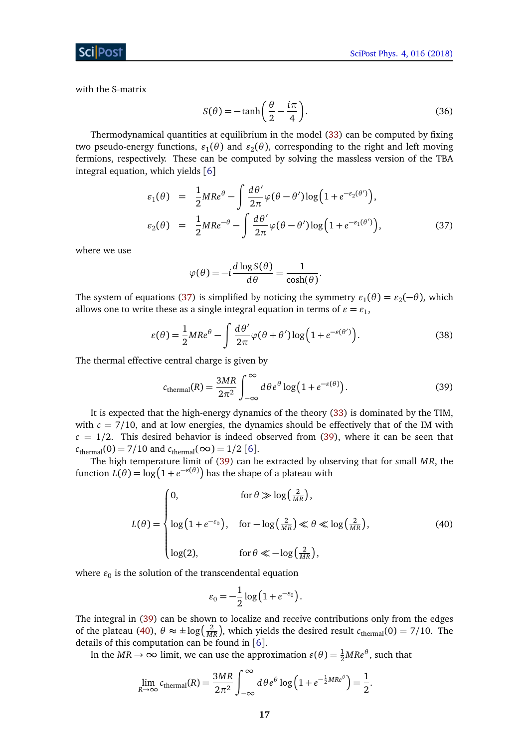with the S-matrix

$$S(\theta) = -\tanh\left(\frac{\theta}{2} - \frac{i\pi}{4}\right). \tag{36}$$

Thermodynamical quantities at equilibrium in the model (33) can be computed by fixing two pseudo-energy functions, $\varepsilon_1(\theta)$ and $\varepsilon_2(\theta)$, corresponding to the right and left moving fermions, respectively. These can be computed by solving the massless version of the TBA integral equation, which yields [6]

$$\begin{aligned}
\varepsilon_1(\theta) &= \frac{1}{2}MRe^{\theta} - \int \frac{d\theta'}{2\pi}\varphi(\theta-\theta')\log\left(1+e^{-\varepsilon_2(\theta')}\right), \\
\varepsilon_2(\theta) &= \frac{1}{2}MRe^{-\theta} - \int \frac{d\theta'}{2\pi}\varphi(\theta-\theta')\log\left(1+e^{-\varepsilon_1(\theta')}\right),
\end{aligned} \tag{37}$$

where we use

$$\varphi(\theta) = -i\frac{d\log S(\theta)}{d\theta} = \frac{1}{\cosh(\theta)}.$$

The system of equations (37) is simplified by noticing the symmetry $\varepsilon_1(\theta) = \varepsilon_2(-\theta)$, which allows one to write these as a single integral equation in terms of $\varepsilon = \varepsilon_1$,

$$\varepsilon(\theta) = \frac{1}{2}MRe^{\theta} - \int \frac{d\theta'}{2\pi}\varphi(\theta+\theta')\log\left(1+e^{-\varepsilon(\theta')}\right). \tag{38}$$

The thermal effective central charge is given by

$$c_{\text{thermal}}(R) = \frac{3MR}{2\pi^2}\int_{-\infty}^{\infty} d\theta\, e^{\theta}\log\left(1+e^{-\varepsilon(\theta)}\right). \tag{39}$$

It is expected that the high-energy dynamics of the theory (33) is dominated by the TIM, with $c = 7/10$, and at low energies, the dynamics should be effectively that of the IM with $c = 1/2$. This desired behavior is indeed observed from (39), where it can be seen that $c_{\text{thermal}}(0) = 7/10$ and $c_{\text{thermal}}(\infty) = 1/2$ [6].

The high temperature limit of (39) can be extracted by observing that for small $MR$, the function $L(\theta) = \log\left(1+e^{-\varepsilon(\theta)}\right)$ has the shape of a plateau with

$$L(\theta) = \begin{cases} 0, & \text{for } \theta \gg \log\left(\frac{2}{MR}\right), \\[2ex] \log\left(1+e^{-\varepsilon_0}\right), & \text{for } -\log\left(\frac{2}{MR}\right) \ll \theta \ll \log\left(\frac{2}{MR}\right), \\[2ex] \log(2), & \text{for } \theta \ll -\log\left(\frac{2}{MR}\right), \end{cases} \tag{40}$$

where $\varepsilon_0$ is the solution of the transcendental equation

$$\varepsilon_0 = -\frac{1}{2}\log\left(1+e^{-\varepsilon_0}\right).$$

The integral in (39) can be shown to localize and receive contributions only from the edges of the plateau (40), $\theta \approx \pm\log\left(\frac{2}{MR}\right)$, which yields the desired result $c_{\text{thermal}}(0) = 7/10$. The details of this computation can be found in [6].

In the $MR \to \infty$ limit, we can use the approximation $\varepsilon(\theta) = \frac{1}{2}MRe^{\theta}$, such that

$$\lim_{R\to\infty} c_{\text{thermal}}(R) = \frac{3MR}{2\pi^2}\int_{-\infty}^{\infty} d\theta\, e^{\theta}\log\left(1+e^{-\frac{1}{2}MRe^{\theta}}\right) = \frac{1}{2}.$$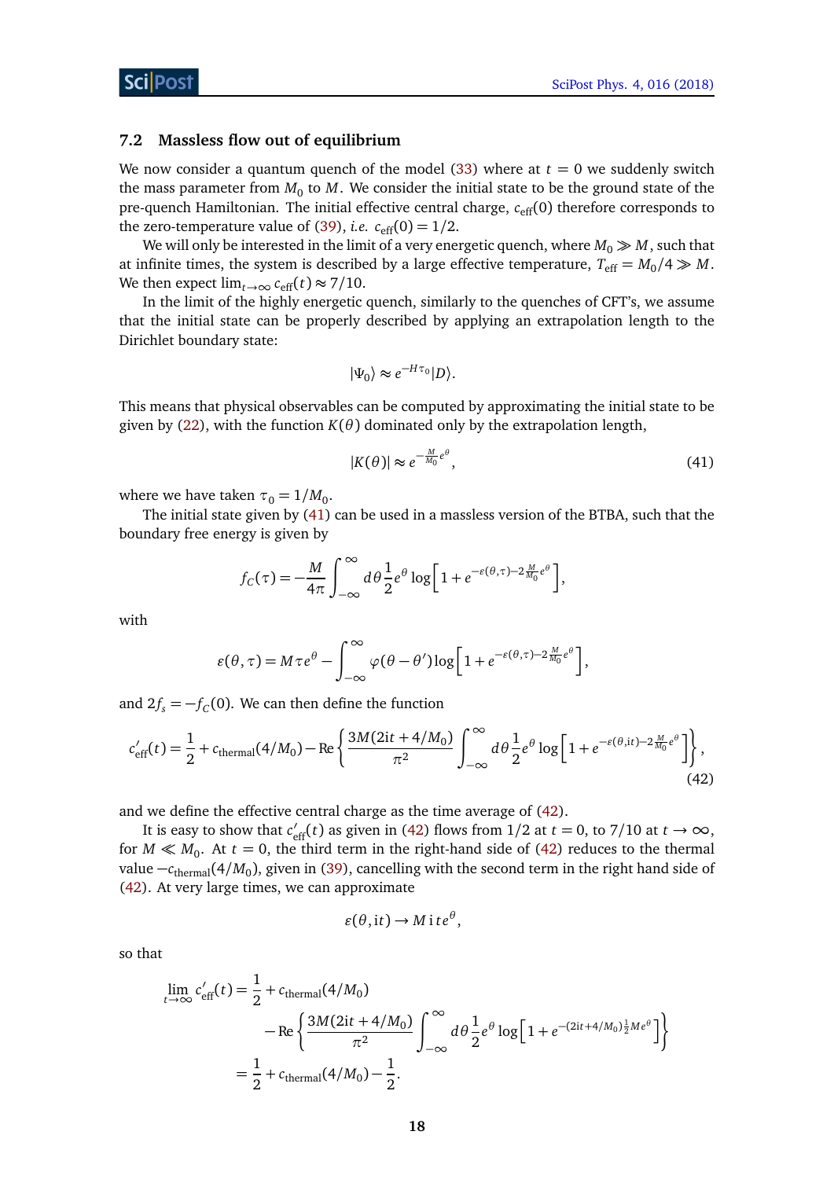### 7.2 Massless flow out of equilibrium

We now consider a quantum quench of the model (33) where at $t = 0$ we suddenly switch the mass parameter from $M_0$ to $M$. We consider the initial state to be the ground state of the pre-quench Hamiltonian. The initial effective central charge, $c_{\rm eff}(0)$ therefore corresponds to the zero-temperature value of (39), *i.e.* $c_{\rm eff}(0) = 1/2$.

We will only be interested in the limit of a very energetic quench, where $M_0 \gg M$, such that at infinite times, the system is described by a large effective temperature, $T_{\rm eff} = M_0/4 \gg M$. We then expect $\lim_{t\to\infty} c_{\rm eff}(t) \approx 7/10$.

In the limit of the highly energetic quench, similarly to the quenches of CFT's, we assume that the initial state can be properly described by applying an extrapolation length to the Dirichlet boundary state:

$$|\Psi_0\rangle \approx e^{-H\tau_0}|D\rangle.$$

This means that physical observables can be computed by approximating the initial state to be given by (22), with the function $K(\theta)$ dominated only by the extrapolation length,

$$|K(\theta)| \approx e^{-\frac{M}{M_0}e^{\theta}}, \tag{41}$$

where we have taken $\tau_0 = 1/M_0$.

The initial state given by (41) can be used in a massless version of the BTBA, such that the boundary free energy is given by

$$f_C(\tau) = -\frac{M}{4\pi}\int_{-\infty}^{\infty} d\theta \frac{1}{2}e^{\theta}\log\left[1+e^{-\varepsilon(\theta,\tau)-2\frac{M}{M_0}e^{\theta}}\right],$$

with

$$\varepsilon(\theta,\tau) = M\tau e^{\theta} - \int_{-\infty}^{\infty}\varphi(\theta-\theta')\log\left[1+e^{-\varepsilon(\theta,\tau)-2\frac{M}{M_0}e^{\theta}}\right],$$

and $2f_s = -f_C(0)$. We can then define the function

$$c'_{\rm eff}(t) = \frac{1}{2} + c_{\rm thermal}(4/M_0) - {\rm Re}\left\{\frac{3M(2it+4/M_0)}{\pi^2}\int_{-\infty}^{\infty} d\theta \frac{1}{2}e^{\theta}\log\left[1+e^{-\varepsilon(\theta,it)-2\frac{M}{M_0}e^{\theta}}\right]\right\}, \tag{42}$$

and we define the effective central charge as the time average of (42).

It is easy to show that $c'_{\rm eff}(t)$ as given in (42) flows from $1/2$ at $t = 0$, to $7/10$ at $t \to \infty$, for $M \ll M_0$. At $t = 0$, the third term in the right-hand side of (42) reduces to the thermal value $-c_{\rm thermal}(4/M_0)$, given in (39), cancelling with the second term in the right hand side of (42). At very large times, we can approximate

$$\varepsilon(\theta, it) \to M\,i\,te^{\theta},$$

so that

$$\begin{aligned}\lim_{t\to\infty} c'_{\rm eff}(t) &= \frac{1}{2} + c_{\rm thermal}(4/M_0) \\ &\quad - {\rm Re}\left\{\frac{3M(2it+4/M_0)}{\pi^2}\int_{-\infty}^{\infty} d\theta \frac{1}{2}e^{\theta}\log\left[1+e^{-(2it+4/M_0)\frac{1}{2}Me^{\theta}}\right]\right\} \\ &= \frac{1}{2} + c_{\rm thermal}(4/M_0) - \frac{1}{2}.\end{aligned}$$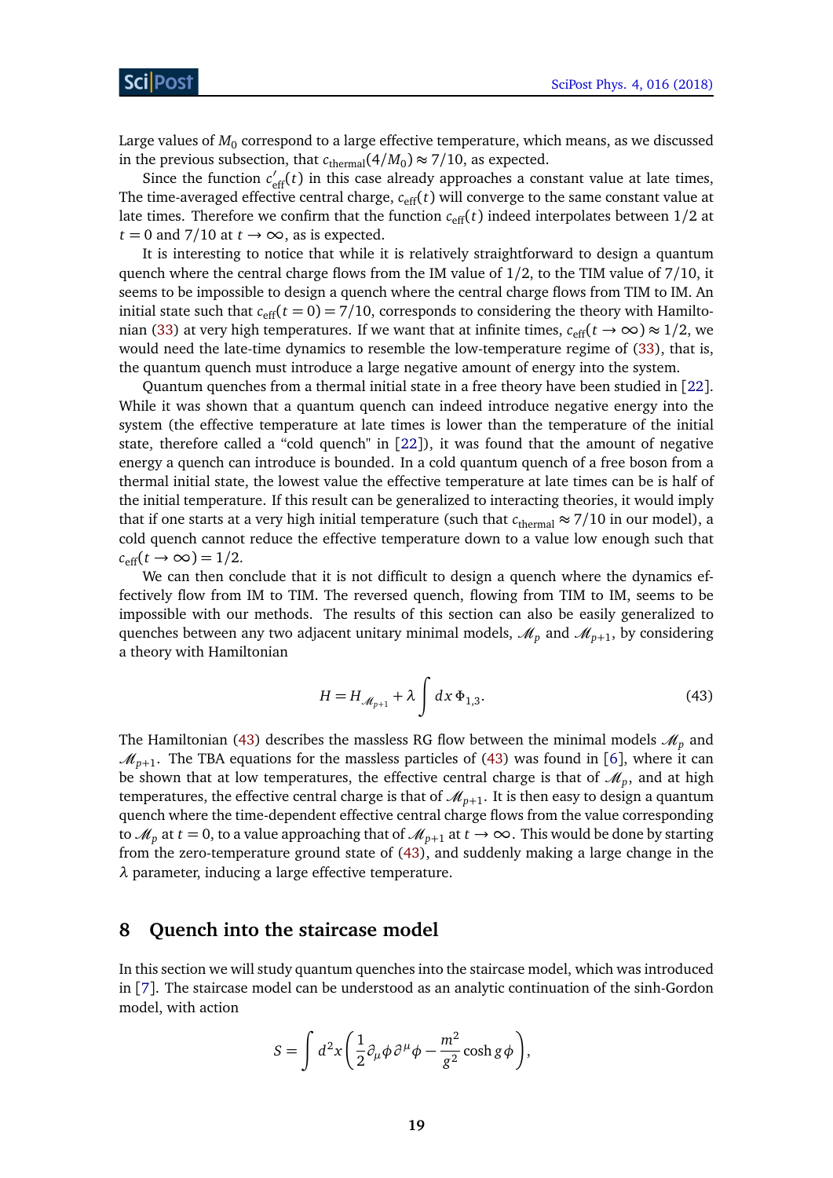Large values of $M_0$ correspond to a large effective temperature, which means, as we discussed in the previous subsection, that $c_{\text{thermal}}(4/M_0) \approx 7/10$, as expected.

Since the function $c'_{\text{eff}}(t)$ in this case already approaches a constant value at late times, The time-averaged effective central charge, $c_{\text{eff}}(t)$ will converge to the same constant value at late times. Therefore we confirm that the function $c_{\text{eff}}(t)$ indeed interpolates between $1/2$ at $t = 0$ and $7/10$ at $t \to \infty$, as is expected.

It is interesting to notice that while it is relatively straightforward to design a quantum quench where the central charge flows from the IM value of $1/2$, to the TIM value of $7/10$, it seems to be impossible to design a quench where the central charge flows from TIM to IM. An initial state such that $c_{\text{eff}}(t = 0) = 7/10$, corresponds to considering the theory with Hamiltonian (33) at very high temperatures. If we want that at infinite times, $c_{\text{eff}}(t \to \infty) \approx 1/2$, we would need the late-time dynamics to resemble the low-temperature regime of (33), that is, the quantum quench must introduce a large negative amount of energy into the system.

Quantum quenches from a thermal initial state in a free theory have been studied in [22]. While it was shown that a quantum quench can indeed introduce negative energy into the system (the effective temperature at late times is lower than the temperature of the initial state, therefore called a "cold quench" in [22]), it was found that the amount of negative energy a quench can introduce is bounded. In a cold quantum quench of a free boson from a thermal initial state, the lowest value the effective temperature at late times can be is half of the initial temperature. If this result can be generalized to interacting theories, it would imply that if one starts at a very high initial temperature (such that $c_{\text{thermal}} \approx 7/10$ in our model), a cold quench cannot reduce the effective temperature down to a value low enough such that $c_{\text{eff}}(t \to \infty) = 1/2$.

We can then conclude that it is not difficult to design a quench where the dynamics effectively flow from IM to TIM. The reversed quench, flowing from TIM to IM, seems to be impossible with our methods. The results of this section can also be easily generalized to quenches between any two adjacent unitary minimal models, $\mathscr{M}_p$ and $\mathscr{M}_{p+1}$, by considering a theory with Hamiltonian

$$H = H_{\mathscr{M}_{p+1}} + \lambda \int dx\, \Phi_{1,3}. \tag{43}$$

The Hamiltonian (43) describes the massless RG flow between the minimal models $\mathscr{M}_p$ and $\mathscr{M}_{p+1}$. The TBA equations for the massless particles of (43) was found in [6], where it can be shown that at low temperatures, the effective central charge is that of $\mathscr{M}_p$, and at high temperatures, the effective central charge is that of $\mathscr{M}_{p+1}$. It is then easy to design a quantum quench where the time-dependent effective central charge flows from the value corresponding to $\mathscr{M}_p$ at $t = 0$, to a value approaching that of $\mathscr{M}_{p+1}$ at $t \to \infty$. This would be done by starting from the zero-temperature ground state of (43), and suddenly making a large change in the $\lambda$ parameter, inducing a large effective temperature.

## 8 Quench into the staircase model

In this section we will study quantum quenches into the staircase model, which was introduced in [7]. The staircase model can be understood as an analytic continuation of the sinh-Gordon model, with action

$$S = \int d^2x \left( \frac{1}{2} \partial_\mu \phi \, \partial^\mu \phi - \frac{m^2}{g^2} \cosh g\phi \right),$$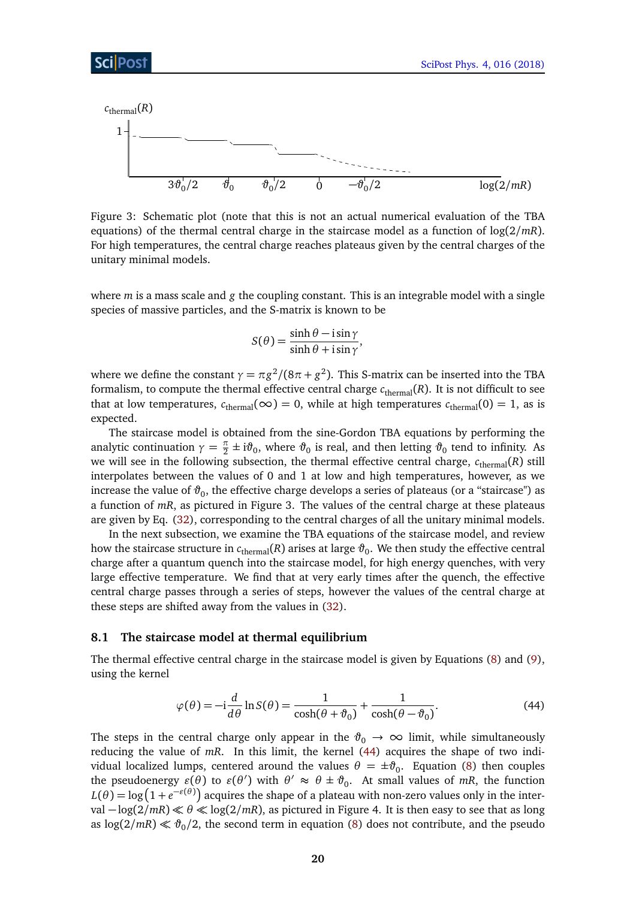Figure 3: Schematic plot (note that this is not an actual numerical evaluation of the TBA equations) of the thermal central charge in the staircase model as a function of $\log(2/mR)$. For high temperatures, the central charge reaches plateaus given by the central charges of the unitary minimal models.

where $m$ is a mass scale and $g$ the coupling constant. This is an integrable model with a single species of massive particles, and the S-matrix is known to be

$$S(\theta) = \frac{\sinh\theta - \mathrm{i}\sin\gamma}{\sinh\theta + \mathrm{i}\sin\gamma},$$

where we define the constant $\gamma = \pi g^2/(8\pi + g^2)$. This S-matrix can be inserted into the TBA formalism, to compute the thermal effective central charge $c_{\text{thermal}}(R)$. It is not difficult to see that at low temperatures, $c_{\text{thermal}}(\infty) = 0$, while at high temperatures $c_{\text{thermal}}(0) = 1$, as is expected.

The staircase model is obtained from the sine-Gordon TBA equations by performing the analytic continuation $\gamma = \frac{\pi}{2} \pm \mathrm{i}\vartheta_0$, where $\vartheta_0$ is real, and then letting $\vartheta_0$ tend to infinity. As we will see in the following subsection, the thermal effective central charge, $c_{\text{thermal}}(R)$ still interpolates between the values of 0 and 1 at low and high temperatures, however, as we increase the value of $\vartheta_0$, the effective charge develops a series of plateaus (or a "staircase") as a function of $mR$, as pictured in Figure 3. The values of the central charge at these plateaus are given by Eq. (32), corresponding to the central charges of all the unitary minimal models.

In the next subsection, we examine the TBA equations of the staircase model, and review how the staircase structure in $c_{\text{thermal}}(R)$ arises at large $\vartheta_0$. We then study the effective central charge after a quantum quench into the staircase model, for high energy quenches, with very large effective temperature. We find that at very early times after the quench, the effective central charge passes through a series of steps, however the values of the central charge at these steps are shifted away from the values in (32).

### 8.1 The staircase model at thermal equilibrium

The thermal effective central charge in the staircase model is given by Equations (8) and (9), using the kernel

$$\varphi(\theta) = -\mathrm{i}\frac{d}{d\theta}\ln S(\theta) = \frac{1}{\cosh(\theta+\vartheta_0)} + \frac{1}{\cosh(\theta-\vartheta_0)}. \tag{44}$$

The steps in the central charge only appear in the $\vartheta_0 \to \infty$ limit, while simultaneously reducing the value of $mR$. In this limit, the kernel (44) acquires the shape of two individual localized lumps, centered around the values $\theta = \pm\vartheta_0$. Equation (8) then couples the pseudoenergy $\varepsilon(\theta)$ to $\varepsilon(\theta')$ with $\theta' \approx \theta \pm \vartheta_0$. At small values of $mR$, the function $L(\theta) = \log\left(1 + e^{-\varepsilon(\theta)}\right)$ acquires the shape of a plateau with non-zero values only in the interval $-\log(2/mR) \ll \theta \ll \log(2/mR)$, as pictured in Figure 4. It is then easy to see that as long as $\log(2/mR) \ll \vartheta_0/2$, the second term in equation (8) does not contribute, and the pseudo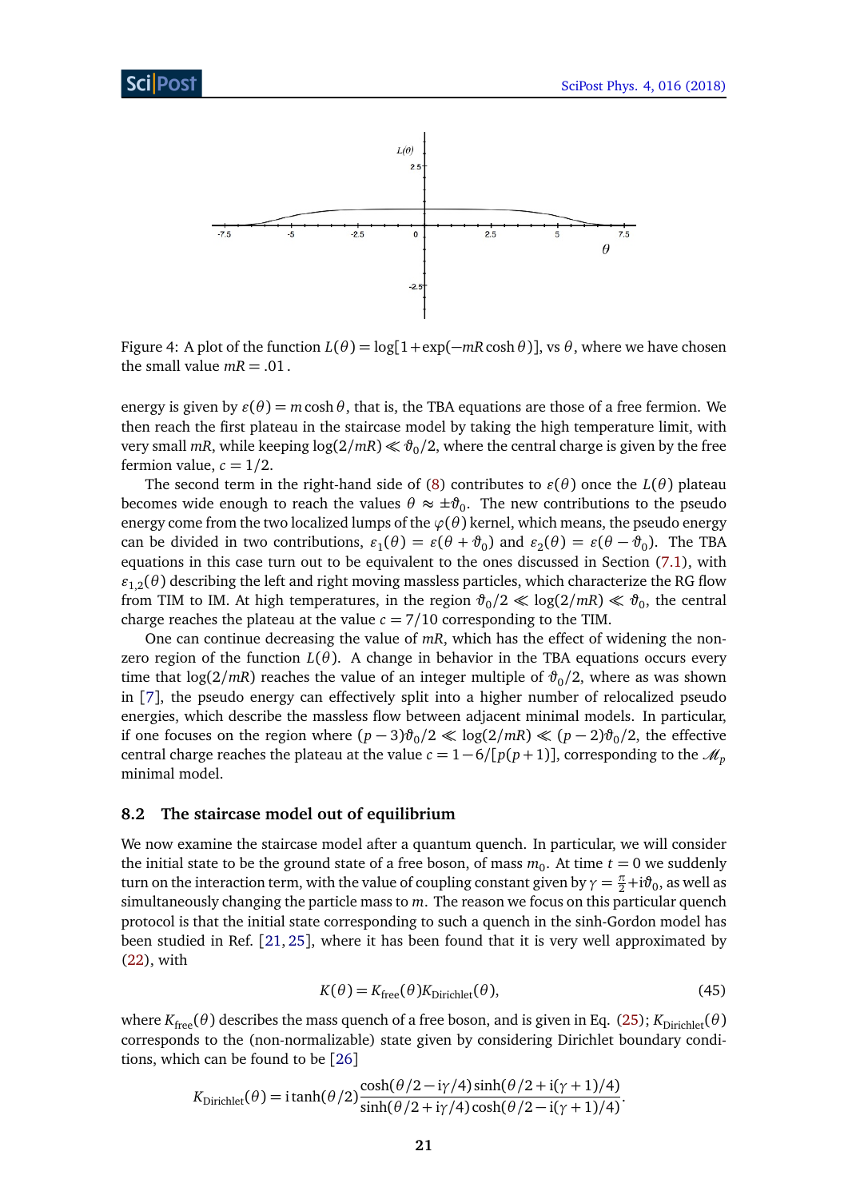Figure 4: A plot of the function $L(\theta) = \log[1 + \exp(-mR\cosh\theta)]$, vs $\theta$, where we have chosen the small value $mR = .01$.

energy is given by $\varepsilon(\theta) = m\cosh\theta$, that is, the TBA equations are those of a free fermion. We then reach the first plateau in the staircase model by taking the high temperature limit, with very small $mR$, while keeping $\log(2/mR) \ll \vartheta_0/2$, where the central charge is given by the free fermion value, $c = 1/2$.

The second term in the right-hand side of (8) contributes to $\varepsilon(\theta)$ once the $L(\theta)$ plateau becomes wide enough to reach the values $\theta \approx \pm\vartheta_0$. The new contributions to the pseudo energy come from the two localized lumps of the $\varphi(\theta)$ kernel, which means, the pseudo energy can be divided in two contributions, $\varepsilon_1(\theta) = \varepsilon(\theta + \vartheta_0)$ and $\varepsilon_2(\theta) = \varepsilon(\theta - \vartheta_0)$. The TBA equations in this case turn out to be equivalent to the ones discussed in Section (7.1), with $\varepsilon_{1,2}(\theta)$ describing the left and right moving massless particles, which characterize the RG flow from TIM to IM. At high temperatures, in the region $\vartheta_0/2 \ll \log(2/mR) \ll \vartheta_0$, the central charge reaches the plateau at the value $c = 7/10$ corresponding to the TIM.

One can continue decreasing the value of $mR$, which has the effect of widening the non-zero region of the function $L(\theta)$. A change in behavior in the TBA equations occurs every time that $\log(2/mR)$ reaches the value of an integer multiple of $\vartheta_0/2$, where as was shown in [7], the pseudo energy can effectively split into a higher number of relocalized pseudo energies, which describe the massless flow between adjacent minimal models. In particular, if one focuses on the region where $(p-3)\vartheta_0/2 \ll \log(2/mR) \ll (p-2)\vartheta_0/2$, the effective central charge reaches the plateau at the value $c = 1 - 6/[p(p+1)]$, corresponding to the $\mathscr{M}_p$ minimal model.

### 8.2 The staircase model out of equilibrium

We now examine the staircase model after a quantum quench. In particular, we will consider the initial state to be the ground state of a free boson, of mass $m_0$. At time $t = 0$ we suddenly turn on the interaction term, with the value of coupling constant given by $\gamma = \frac{\pi}{2} + i\vartheta_0$, as well as simultaneously changing the particle mass to $m$. The reason we focus on this particular quench protocol is that the initial state corresponding to such a quench in the sinh-Gordon model has been studied in Ref. [21, 25], where it has been found that it is very well approximated by (22), with

$$K(\theta) = K_{\text{free}}(\theta) K_{\text{Dirichlet}}(\theta), \tag{45}$$

where $K_{\text{free}}(\theta)$ describes the mass quench of a free boson, and is given in Eq. (25); $K_{\text{Dirichlet}}(\theta)$ corresponds to the (non-normalizable) state given by considering Dirichlet boundary conditions, which can be found to be [26]

$$K_{\text{Dirichlet}}(\theta) = i\tanh(\theta/2)\frac{\cosh(\theta/2 - i\gamma/4)\sinh(\theta/2 + i(\gamma+1)/4)}{\sinh(\theta/2 + i\gamma/4)\cosh(\theta/2 - i(\gamma+1)/4)}.$$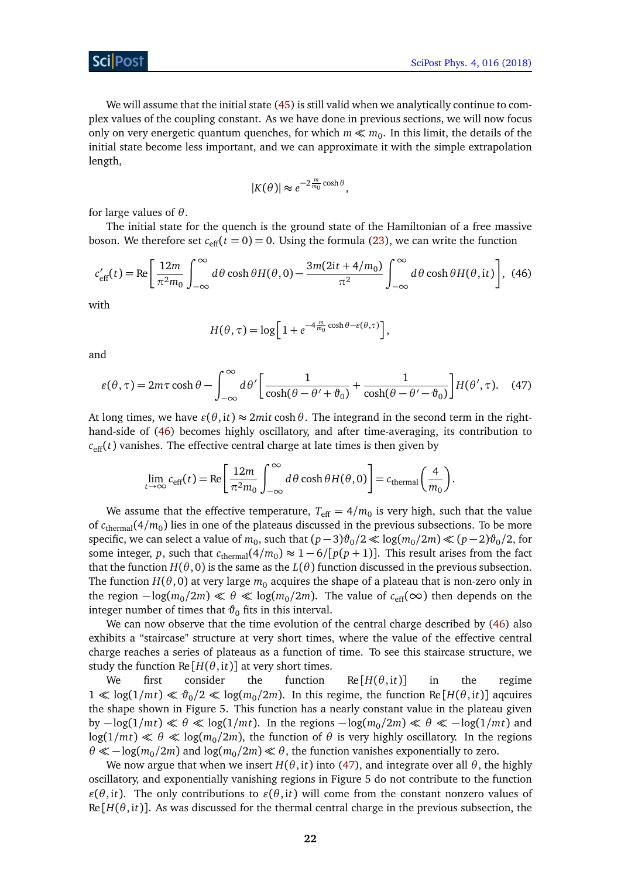We will assume that the initial state (45) is still valid when we analytically continue to complex values of the coupling constant. As we have done in previous sections, we will now focus only on very energetic quantum quenches, for which $m \ll m_0$. In this limit, the details of the initial state become less important, and we can approximate it with the simple extrapolation length,

$$|K(\theta)| \approx e^{-2\frac{m}{m_0}\cosh\theta},$$

for large values of $\theta$.

The initial state for the quench is the ground state of the Hamiltonian of a free massive boson. We therefore set $c_{\text{eff}}(t=0)=0$. Using the formula (23), we can write the function

$$c'_{\text{eff}}(t) = \text{Re}\left[\frac{12m}{\pi^2 m_0}\int_{-\infty}^{\infty} d\theta \cosh\theta H(\theta,0) - \frac{3m(2it+4/m_0)}{\pi^2}\int_{-\infty}^{\infty} d\theta \cosh\theta H(\theta,it)\right], \quad (46)$$

with

$$H(\theta,\tau) = \log\left[1+e^{-4\frac{m}{m_0}\cosh\theta - \varepsilon(\theta,\tau)}\right],$$

and

$$\varepsilon(\theta,\tau) = 2m\tau\cosh\theta - \int_{-\infty}^{\infty} d\theta'\left[\frac{1}{\cosh(\theta-\theta'+\vartheta_0)} + \frac{1}{\cosh(\theta-\theta'-\vartheta_0)}\right]H(\theta',\tau). \quad (47)$$

At long times, we have $\varepsilon(\theta,it) \approx 2mit\cosh\theta$. The integrand in the second term in the right-hand-side of (46) becomes highly oscillatory, and after time-averaging, its contribution to $c_{\text{eff}}(t)$ vanishes. The effective central charge at late times is then given by

$$\lim_{t\to\infty} c_{\text{eff}}(t) = \text{Re}\left[\frac{12m}{\pi^2 m_0}\int_{-\infty}^{\infty} d\theta \cosh\theta H(\theta,0)\right] = c_{\text{thermal}}\left(\frac{4}{m_0}\right).$$

We assume that the effective temperature, $T_{\text{eff}} = 4/m_0$ is very high, such that the value of $c_{\text{thermal}}(4/m_0)$ lies in one of the plateaus discussed in the previous subsections. To be more specific, we can select a value of $m_0$, such that $(p-3)\vartheta_0/2 \ll \log(m_0/2m) \ll (p-2)\vartheta_0/2$, for some integer, $p$, such that $c_{\text{thermal}}(4/m_0) \approx 1-6/[p(p+1)]$. This result arises from the fact that the function $H(\theta,0)$ is the same as the $L(\theta)$ function discussed in the previous subsection. The function $H(\theta,0)$ at very large $m_0$ acquires the shape of a plateau that is non-zero only in the region $-\log(m_0/2m) \ll \theta \ll \log(m_0/2m)$. The value of $c_{\text{eff}}(\infty)$ then depends on the integer number of times that $\vartheta_0$ fits in this interval.

We can now observe that the time evolution of the central charge described by (46) also exhibits a "staircase" structure at very short times, where the value of the effective central charge reaches a series of plateaus as a function of time. To see this staircase structure, we study the function $\text{Re}[H(\theta,it)]$ at very short times.

We first consider the function $\text{Re}[H(\theta,it)]$ in the regime $1 \ll \log(1/mt) \ll \vartheta_0/2 \ll \log(m_0/2m)$. In this regime, the function $\text{Re}[H(\theta,it)]$ aqcuires the shape shown in Figure 5. This function has a nearly constant value in the plateau given by $-\log(1/mt) \ll \theta \ll \log(1/mt)$. In the regions $-\log(m_0/2m) \ll \theta \ll -\log(1/mt)$ and $\log(1/mt) \ll \theta \ll \log(m_0/2m)$, the function of $\theta$ is very highly oscillatory. In the regions $\theta \ll -\log(m_0/2m)$ and $\log(m_0/2m) \ll \theta$, the function vanishes exponentially to zero.

We now argue that when we insert $H(\theta,it)$ into (47), and integrate over all $\theta$, the highly oscillatory, and exponentially vanishing regions in Figure 5 do not contribute to the function $\varepsilon(\theta,it)$. The only contributions to $\varepsilon(\theta,it)$ will come from the constant nonzero values of $\text{Re}[H(\theta,it)]$. As was discussed for the thermal central charge in the previous subsection, the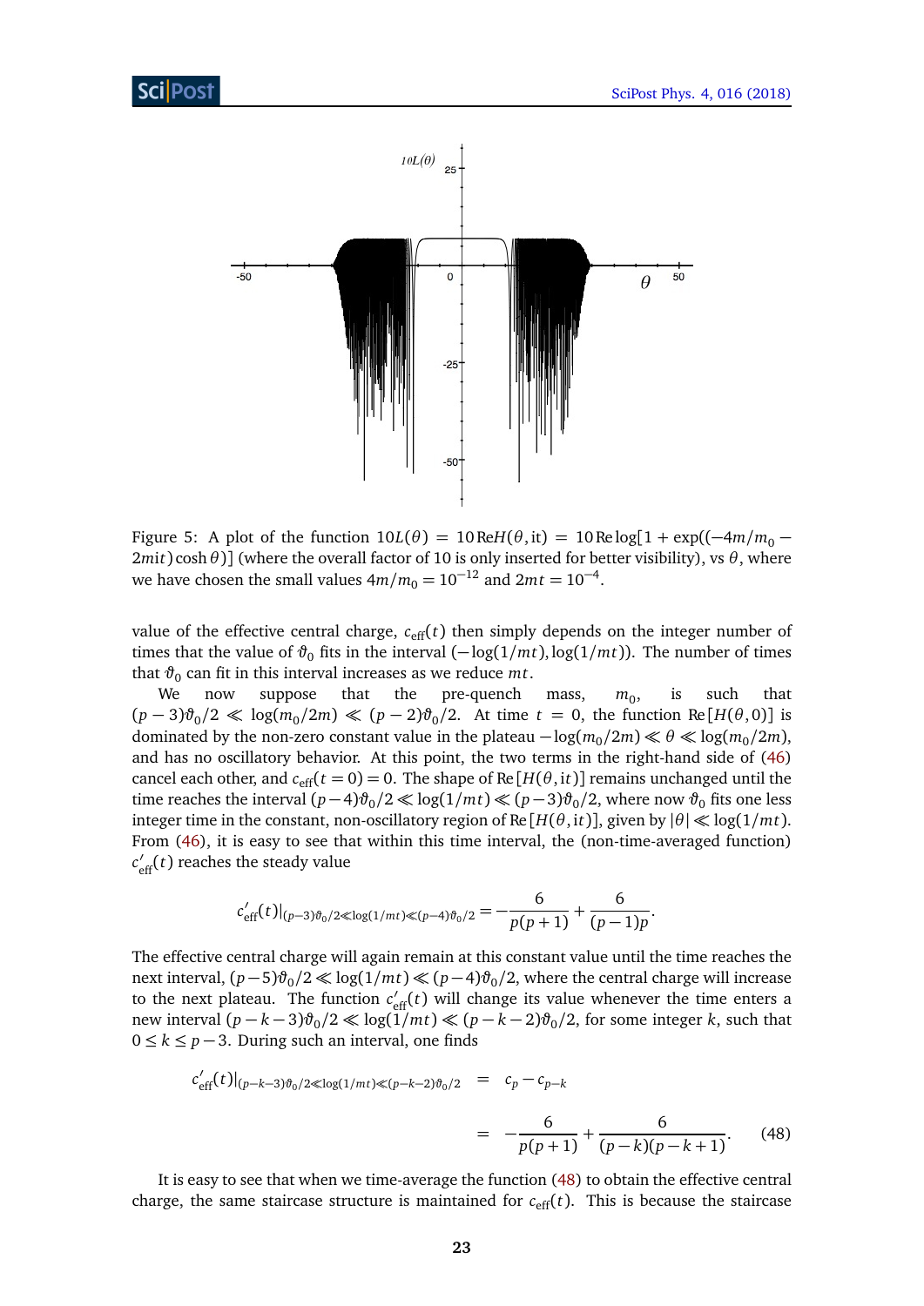Figure 5: A plot of the function $10L(\theta) = 10\,\mathrm{Re}H(\theta, \mathrm{i}t) = 10\,\mathrm{Re}\log[1+\exp((-4m/m_0 - 2mit)\cosh\theta)]$ (where the overall factor of 10 is only inserted for better visibility), vs $\theta$, where we have chosen the small values $4m/m_0 = 10^{-12}$ and $2mt = 10^{-4}$.

value of the effective central charge, $c_{\rm eff}(t)$ then simply depends on the integer number of times that the value of $\vartheta_0$ fits in the interval $(-\log(1/mt), \log(1/mt))$. The number of times that $\vartheta_0$ can fit in this interval increases as we reduce $mt$.

We now suppose that the pre-quench mass, $m_0$, is such that $(p-3)\vartheta_0/2 \ll \log(m_0/2m) \ll (p-2)\vartheta_0/2$. At time $t = 0$, the function $\mathrm{Re}[H(\theta, 0)]$ is dominated by the non-zero constant value in the plateau $-\log(m_0/2m) \ll \theta \ll \log(m_0/2m)$, and has no oscillatory behavior. At this point, the two terms in the right-hand side of (46) cancel each other, and $c_{\rm eff}(t=0) = 0$. The shape of $\mathrm{Re}[H(\theta, it)]$ remains unchanged until the time reaches the interval $(p-4)\vartheta_0/2 \ll \log(1/mt) \ll (p-3)\vartheta_0/2$, where now $\vartheta_0$ fits one less integer time in the constant, non-oscillatory region of $\mathrm{Re}[H(\theta, it)]$, given by $|\theta| \ll \log(1/mt)$. From (46), it is easy to see that within this time interval, the (non-time-averaged function) $c'_{\rm eff}(t)$ reaches the steady value

$$c'_{\rm eff}(t)|_{(p-3)\vartheta_0/2 \ll \log(1/mt) \ll (p-4)\vartheta_0/2} = -\frac{6}{p(p+1)} + \frac{6}{(p-1)p}.$$

The effective central charge will again remain at this constant value until the time reaches the next interval, $(p-5)\vartheta_0/2 \ll \log(1/mt) \ll (p-4)\vartheta_0/2$, where the central charge will increase to the next plateau. The function $c'_{\rm eff}(t)$ will change its value whenever the time enters a new interval $(p-k-3)\vartheta_0/2 \ll \log(1/mt) \ll (p-k-2)\vartheta_0/2$, for some integer $k$, such that $0 \leq k \leq p-3$. During such an interval, one finds

$$\begin{aligned} c'_{\rm eff}(t)|_{(p-k-3)\vartheta_0/2 \ll \log(1/mt) \ll (p-k-2)\vartheta_0/2} &= c_p - c_{p-k} \\ &= -\frac{6}{p(p+1)} + \frac{6}{(p-k)(p-k+1)}. \end{aligned} \tag{48}$$

It is easy to see that when we time-average the function (48) to obtain the effective central charge, the same staircase structure is maintained for $c_{\rm eff}(t)$. This is because the staircase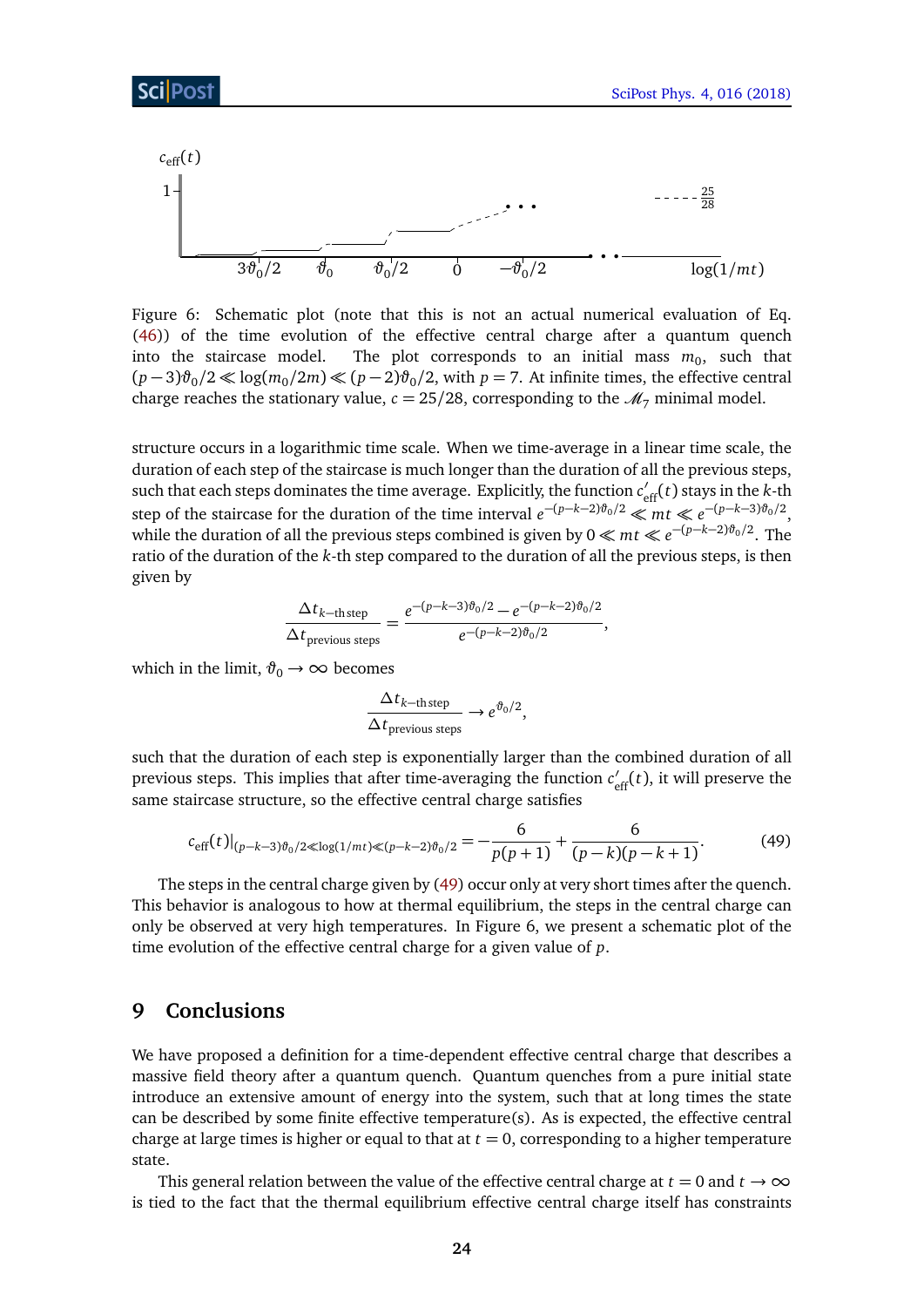Figure 6: Schematic plot (note that this is not an actual numerical evaluation of Eq. (46)) of the time evolution of the effective central charge after a quantum quench into the staircase model. The plot corresponds to an initial mass $m_0$, such that $(p-3)\vartheta_0/2 \ll \log(m_0/2m) \ll (p-2)\vartheta_0/2$, with $p=7$. At infinite times, the effective central charge reaches the stationary value, $c = 25/28$, corresponding to the $\mathcal{M}_7$ minimal model.

structure occurs in a logarithmic time scale. When we time-average in a linear time scale, the duration of each step of the staircase is much longer than the duration of all the previous steps, such that each steps dominates the time average. Explicitly, the function $c'_{\text{eff}}(t)$ stays in the $k$-th step of the staircase for the duration of the time interval $e^{-(p-k-2)\vartheta_0/2} \ll mt \ll e^{-(p-k-3)\vartheta_0/2}$, while the duration of all the previous steps combined is given by $0 \ll mt \ll e^{-(p-k-2)\vartheta_0/2}$. The ratio of the duration of the $k$-th step compared to the duration of all the previous steps, is then given by

$$\frac{\Delta t_{k-\text{th step}}}{\Delta t_{\text{previous steps}}} = \frac{e^{-(p-k-3)\vartheta_0/2} - e^{-(p-k-2)\vartheta_0/2}}{e^{-(p-k-2)\vartheta_0/2}},$$

which in the limit, $\vartheta_0 \to \infty$ becomes

$$\frac{\Delta t_{k-\text{th step}}}{\Delta t_{\text{previous steps}}} \to e^{\vartheta_0/2},$$

such that the duration of each step is exponentially larger than the combined duration of all previous steps. This implies that after time-averaging the function $c'_{\text{eff}}(t)$, it will preserve the same staircase structure, so the effective central charge satisfies

$$c_{\text{eff}}(t)|_{(p-k-3)\vartheta_0/2 \ll \log(1/mt) \ll (p-k-2)\vartheta_0/2} = -\frac{6}{p(p+1)} + \frac{6}{(p-k)(p-k+1)}. \tag{49}$$

The steps in the central charge given by (49) occur only at very short times after the quench. This behavior is analogous to how at thermal equilibrium, the steps in the central charge can only be observed at very high temperatures. In Figure 6, we present a schematic plot of the time evolution of the effective central charge for a given value of $p$.

## 9 Conclusions

We have proposed a definition for a time-dependent effective central charge that describes a massive field theory after a quantum quench. Quantum quenches from a pure initial state introduce an extensive amount of energy into the system, such that at long times the state can be described by some finite effective temperature(s). As is expected, the effective central charge at large times is higher or equal to that at $t = 0$, corresponding to a higher temperature state.

This general relation between the value of the effective central charge at $t = 0$ and $t \to \infty$ is tied to the fact that the thermal equilibrium effective central charge itself has constraints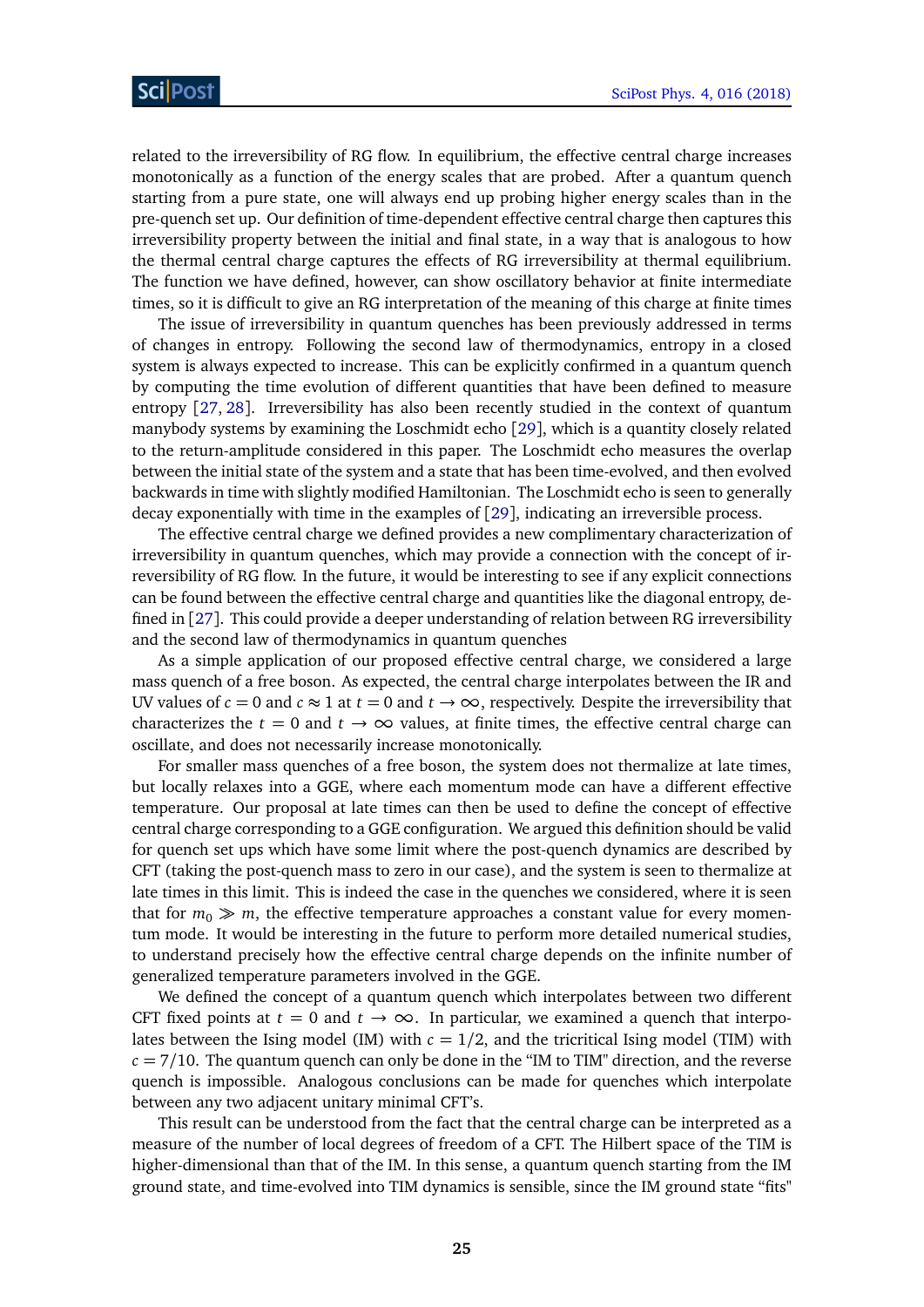related to the irreversibility of RG flow. In equilibrium, the effective central charge increases monotonically as a function of the energy scales that are probed. After a quantum quench starting from a pure state, one will always end up probing higher energy scales than in the pre-quench set up. Our definition of time-dependent effective central charge then captures this irreversibility property between the initial and final state, in a way that is analogous to how the thermal central charge captures the effects of RG irreversibility at thermal equilibrium. The function we have defined, however, can show oscillatory behavior at finite intermediate times, so it is difficult to give an RG interpretation of the meaning of this charge at finite times

The issue of irreversibility in quantum quenches has been previously addressed in terms of changes in entropy. Following the second law of thermodynamics, entropy in a closed system is always expected to increase. This can be explicitly confirmed in a quantum quench by computing the time evolution of different quantities that have been defined to measure entropy [27, 28]. Irreversibility has also been recently studied in the context of quantum manybody systems by examining the Loschmidt echo [29], which is a quantity closely related to the return-amplitude considered in this paper. The Loschmidt echo measures the overlap between the initial state of the system and a state that has been time-evolved, and then evolved backwards in time with slightly modified Hamiltonian. The Loschmidt echo is seen to generally decay exponentially with time in the examples of [29], indicating an irreversible process.

The effective central charge we defined provides a new complimentary characterization of irreversibility in quantum quenches, which may provide a connection with the concept of irreversibility of RG flow. In the future, it would be interesting to see if any explicit connections can be found between the effective central charge and quantities like the diagonal entropy, defined in [27]. This could provide a deeper understanding of relation between RG irreversibility and the second law of thermodynamics in quantum quenches

As a simple application of our proposed effective central charge, we considered a large mass quench of a free boson. As expected, the central charge interpolates between the IR and UV values of $c = 0$ and $c \approx 1$ at $t = 0$ and $t \to \infty$, respectively. Despite the irreversibility that characterizes the $t = 0$ and $t \to \infty$ values, at finite times, the effective central charge can oscillate, and does not necessarily increase monotonically.

For smaller mass quenches of a free boson, the system does not thermalize at late times, but locally relaxes into a GGE, where each momentum mode can have a different effective temperature. Our proposal at late times can then be used to define the concept of effective central charge corresponding to a GGE configuration. We argued this definition should be valid for quench set ups which have some limit where the post-quench dynamics are described by CFT (taking the post-quench mass to zero in our case), and the system is seen to thermalize at late times in this limit. This is indeed the case in the quenches we considered, where it is seen that for $m_0 \gg m$, the effective temperature approaches a constant value for every momentum mode. It would be interesting in the future to perform more detailed numerical studies, to understand precisely how the effective central charge depends on the infinite number of generalized temperature parameters involved in the GGE.

We defined the concept of a quantum quench which interpolates between two different CFT fixed points at $t = 0$ and $t \to \infty$. In particular, we examined a quench that interpolates between the Ising model (IM) with $c = 1/2$, and the tricritical Ising model (TIM) with $c = 7/10$. The quantum quench can only be done in the "IM to TIM" direction, and the reverse quench is impossible. Analogous conclusions can be made for quenches which interpolate between any two adjacent unitary minimal CFT's.

This result can be understood from the fact that the central charge can be interpreted as a measure of the number of local degrees of freedom of a CFT. The Hilbert space of the TIM is higher-dimensional than that of the IM. In this sense, a quantum quench starting from the IM ground state, and time-evolved into TIM dynamics is sensible, since the IM ground state "fits"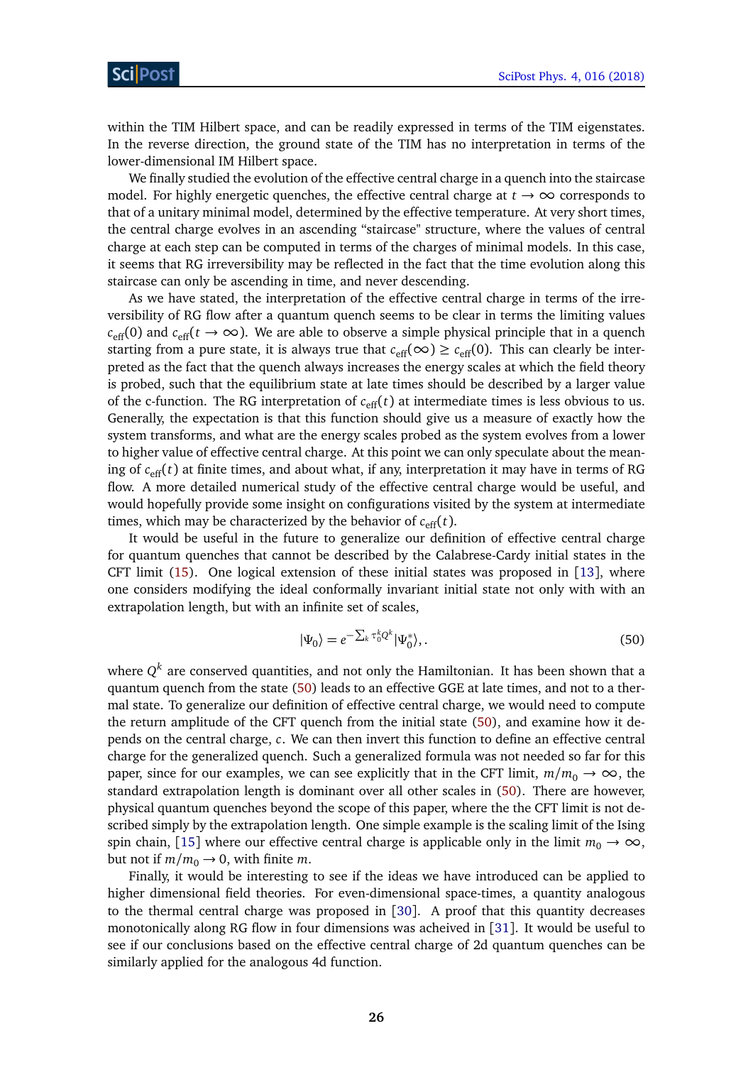within the TIM Hilbert space, and can be readily expressed in terms of the TIM eigenstates. In the reverse direction, the ground state of the TIM has no interpretation in terms of the lower-dimensional IM Hilbert space.

We finally studied the evolution of the effective central charge in a quench into the staircase model. For highly energetic quenches, the effective central charge at $t \to \infty$ corresponds to that of a unitary minimal model, determined by the effective temperature. At very short times, the central charge evolves in an ascending "staircase" structure, where the values of central charge at each step can be computed in terms of the charges of minimal models. In this case, it seems that RG irreversibility may be reflected in the fact that the time evolution along this staircase can only be ascending in time, and never descending.

As we have stated, the interpretation of the effective central charge in terms of the irreversibility of RG flow after a quantum quench seems to be clear in terms the limiting values $c_{\text{eff}}(0)$ and $c_{\text{eff}}(t \to \infty)$. We are able to observe a simple physical principle that in a quench starting from a pure state, it is always true that $c_{\text{eff}}(\infty) \geq c_{\text{eff}}(0)$. This can clearly be interpreted as the fact that the quench always increases the energy scales at which the field theory is probed, such that the equilibrium state at late times should be described by a larger value of the c-function. The RG interpretation of $c_{\text{eff}}(t)$ at intermediate times is less obvious to us. Generally, the expectation is that this function should give us a measure of exactly how the system transforms, and what are the energy scales probed as the system evolves from a lower to higher value of effective central charge. At this point we can only speculate about the meaning of $c_{\text{eff}}(t)$ at finite times, and about what, if any, interpretation it may have in terms of RG flow. A more detailed numerical study of the effective central charge would be useful, and would hopefully provide some insight on configurations visited by the system at intermediate times, which may be characterized by the behavior of $c_{\text{eff}}(t)$.

It would be useful in the future to generalize our definition of effective central charge for quantum quenches that cannot be described by the Calabrese-Cardy initial states in the CFT limit (15). One logical extension of these initial states was proposed in [13], where one considers modifying the ideal conformally invariant initial state not only with with an extrapolation length, but with an infinite set of scales,

$$|\Psi_0\rangle = e^{-\sum_k \tau_0^k Q^k} |\Psi_0^*\rangle, . \tag{50}$$

where $Q^k$ are conserved quantities, and not only the Hamiltonian. It has been shown that a quantum quench from the state (50) leads to an effective GGE at late times, and not to a thermal state. To generalize our definition of effective central charge, we would need to compute the return amplitude of the CFT quench from the initial state (50), and examine how it depends on the central charge, $c$. We can then invert this function to define an effective central charge for the generalized quench. Such a generalized formula was not needed so far for this paper, since for our examples, we can see explicitly that in the CFT limit, $m/m_0 \to \infty$, the standard extrapolation length is dominant over all other scales in (50). There are however, physical quantum quenches beyond the scope of this paper, where the the CFT limit is not described simply by the extrapolation length. One simple example is the scaling limit of the Ising spin chain, [15] where our effective central charge is applicable only in the limit $m_0 \to \infty$, but not if $m/m_0 \to 0$, with finite $m$.

Finally, it would be interesting to see if the ideas we have introduced can be applied to higher dimensional field theories. For even-dimensional space-times, a quantity analogous to the thermal central charge was proposed in [30]. A proof that this quantity decreases monotonically along RG flow in four dimensions was acheived in [31]. It would be useful to see if our conclusions based on the effective central charge of 2d quantum quenches can be similarly applied for the analogous 4d function.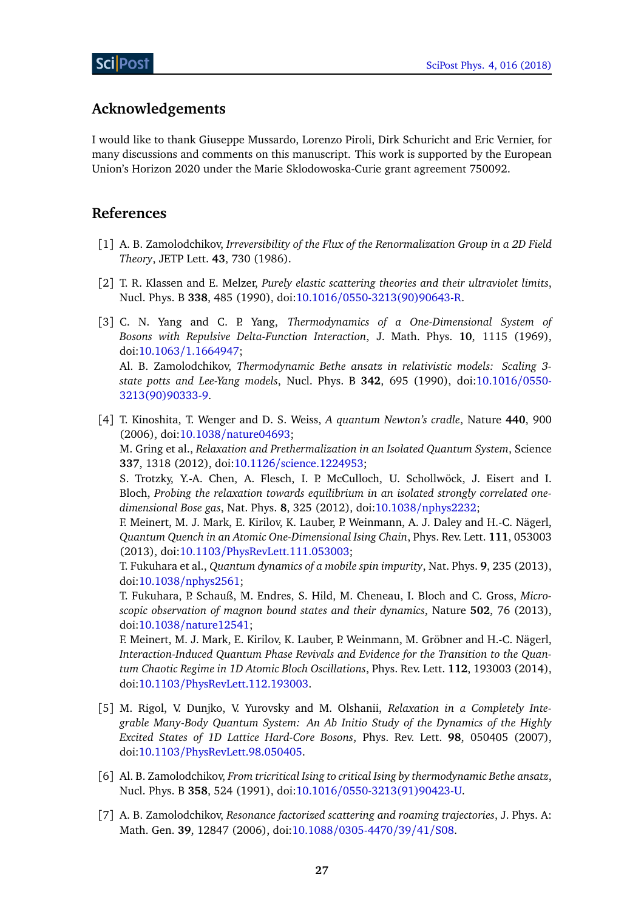## Acknowledgements

I would like to thank Giuseppe Mussardo, Lorenzo Piroli, Dirk Schuricht and Eric Vernier, for many discussions and comments on this manuscript. This work is supported by the European Union's Horizon 2020 under the Marie Sklodowoska-Curie grant agreement 750092.

## References

[1] A. B. Zamolodchikov, *Irreversibility of the Flux of the Renormalization Group in a 2D Field Theory*, JETP Lett. **43**, 730 (1986).

[2] T. R. Klassen and E. Melzer, *Purely elastic scattering theories and their ultraviolet limits*, Nucl. Phys. B **338**, 485 (1990), doi:10.1016/0550-3213(90)90643-R.

[3] C. N. Yang and C. P. Yang, *Thermodynamics of a One-Dimensional System of Bosons with Repulsive Delta-Function Interaction*, J. Math. Phys. **10**, 1115 (1969), doi:10.1063/1.1664947;
Al. B. Zamolodchikov, *Thermodynamic Bethe ansatz in relativistic models: Scaling 3-state potts and Lee-Yang models*, Nucl. Phys. B **342**, 695 (1990), doi:10.1016/0550-3213(90)90333-9.

[4] T. Kinoshita, T. Wenger and D. S. Weiss, *A quantum Newton's cradle*, Nature **440**, 900 (2006), doi:10.1038/nature04693;
M. Gring et al., *Relaxation and Prethermalization in an Isolated Quantum System*, Science **337**, 1318 (2012), doi:10.1126/science.1224953;
S. Trotzky, Y.-A. Chen, A. Flesch, I. P. McCulloch, U. Schollwöck, J. Eisert and I. Bloch, *Probing the relaxation towards equilibrium in an isolated strongly correlated one-dimensional Bose gas*, Nat. Phys. **8**, 325 (2012), doi:10.1038/nphys2232;
F. Meinert, M. J. Mark, E. Kirilov, K. Lauber, P. Weinmann, A. J. Daley and H.-C. Nägerl, *Quantum Quench in an Atomic One-Dimensional Ising Chain*, Phys. Rev. Lett. **111**, 053003 (2013), doi:10.1103/PhysRevLett.111.053003;
T. Fukuhara et al., *Quantum dynamics of a mobile spin impurity*, Nat. Phys. **9**, 235 (2013), doi:10.1038/nphys2561;
T. Fukuhara, P. Schauß, M. Endres, S. Hild, M. Cheneau, I. Bloch and C. Gross, *Microscopic observation of magnon bound states and their dynamics*, Nature **502**, 76 (2013), doi:10.1038/nature12541;
F. Meinert, M. J. Mark, E. Kirilov, K. Lauber, P. Weinmann, M. Gröbner and H.-C. Nägerl, *Interaction-Induced Quantum Phase Revivals and Evidence for the Transition to the Quantum Chaotic Regime in 1D Atomic Bloch Oscillations*, Phys. Rev. Lett. **112**, 193003 (2014), doi:10.1103/PhysRevLett.112.193003.

[5] M. Rigol, V. Dunjko, V. Yurovsky and M. Olshanii, *Relaxation in a Completely Integrable Many-Body Quantum System: An Ab Initio Study of the Dynamics of the Highly Excited States of 1D Lattice Hard-Core Bosons*, Phys. Rev. Lett. **98**, 050405 (2007), doi:10.1103/PhysRevLett.98.050405.

[6] Al. B. Zamolodchikov, *From tricritical Ising to critical Ising by thermodynamic Bethe ansatz*, Nucl. Phys. B **358**, 524 (1991), doi:10.1016/0550-3213(91)90423-U.

[7] A. B. Zamolodchikov, *Resonance factorized scattering and roaming trajectories*, J. Phys. A: Math. Gen. **39**, 12847 (2006), doi:10.1088/0305-4470/39/41/S08.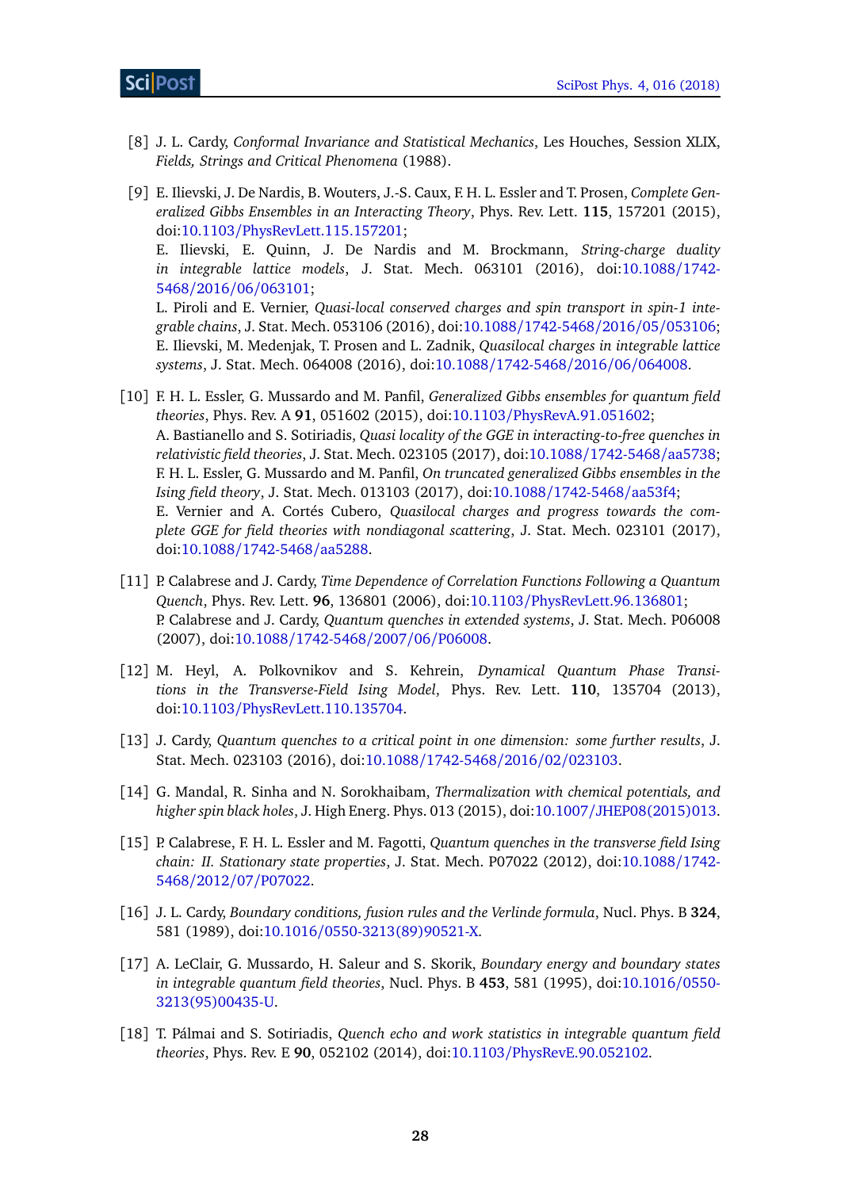[8] J. L. Cardy, *Conformal Invariance and Statistical Mechanics*, Les Houches, Session XLIX, *Fields, Strings and Critical Phenomena* (1988).

[9] E. Ilievski, J. De Nardis, B. Wouters, J.-S. Caux, F. H. L. Essler and T. Prosen, *Complete Generalized Gibbs Ensembles in an Interacting Theory*, Phys. Rev. Lett. **115**, 157201 (2015), doi:10.1103/PhysRevLett.115.157201;
E. Ilievski, E. Quinn, J. De Nardis and M. Brockmann, *String-charge duality in integrable lattice models*, J. Stat. Mech. 063101 (2016), doi:10.1088/1742-5468/2016/06/063101;
L. Piroli and E. Vernier, *Quasi-local conserved charges and spin transport in spin-1 integrable chains*, J. Stat. Mech. 053106 (2016), doi:10.1088/1742-5468/2016/05/053106;
E. Ilievski, M. Medenjak, T. Prosen and L. Zadnik, *Quasilocal charges in integrable lattice systems*, J. Stat. Mech. 064008 (2016), doi:10.1088/1742-5468/2016/06/064008.

[10] F. H. L. Essler, G. Mussardo and M. Panfil, *Generalized Gibbs ensembles for quantum field theories*, Phys. Rev. A **91**, 051602 (2015), doi:10.1103/PhysRevA.91.051602;
A. Bastianello and S. Sotiriadis, *Quasi locality of the GGE in interacting-to-free quenches in relativistic field theories*, J. Stat. Mech. 023105 (2017), doi:10.1088/1742-5468/aa5738;
F. H. L. Essler, G. Mussardo and M. Panfil, *On truncated generalized Gibbs ensembles in the Ising field theory*, J. Stat. Mech. 013103 (2017), doi:10.1088/1742-5468/aa53f4;
E. Vernier and A. Cortés Cubero, *Quasilocal charges and progress towards the complete GGE for field theories with nondiagonal scattering*, J. Stat. Mech. 023101 (2017), doi:10.1088/1742-5468/aa5288.

[11] P. Calabrese and J. Cardy, *Time Dependence of Correlation Functions Following a Quantum Quench*, Phys. Rev. Lett. **96**, 136801 (2006), doi:10.1103/PhysRevLett.96.136801;
P. Calabrese and J. Cardy, *Quantum quenches in extended systems*, J. Stat. Mech. P06008 (2007), doi:10.1088/1742-5468/2007/06/P06008.

[12] M. Heyl, A. Polkovnikov and S. Kehrein, *Dynamical Quantum Phase Transitions in the Transverse-Field Ising Model*, Phys. Rev. Lett. **110**, 135704 (2013), doi:10.1103/PhysRevLett.110.135704.

[13] J. Cardy, *Quantum quenches to a critical point in one dimension: some further results*, J. Stat. Mech. 023103 (2016), doi:10.1088/1742-5468/2016/02/023103.

[14] G. Mandal, R. Sinha and N. Sorokhaibam, *Thermalization with chemical potentials, and higher spin black holes*, J. High Energ. Phys. 013 (2015), doi:10.1007/JHEP08(2015)013.

[15] P. Calabrese, F. H. L. Essler and M. Fagotti, *Quantum quenches in the transverse field Ising chain: II. Stationary state properties*, J. Stat. Mech. P07022 (2012), doi:10.1088/1742-5468/2012/07/P07022.

[16] J. L. Cardy, *Boundary conditions, fusion rules and the Verlinde formula*, Nucl. Phys. B **324**, 581 (1989), doi:10.1016/0550-3213(89)90521-X.

[17] A. LeClair, G. Mussardo, H. Saleur and S. Skorik, *Boundary energy and boundary states in integrable quantum field theories*, Nucl. Phys. B **453**, 581 (1995), doi:10.1016/0550-3213(95)00435-U.

[18] T. Pálmai and S. Sotiriadis, *Quench echo and work statistics in integrable quantum field theories*, Phys. Rev. E **90**, 052102 (2014), doi:10.1103/PhysRevE.90.052102.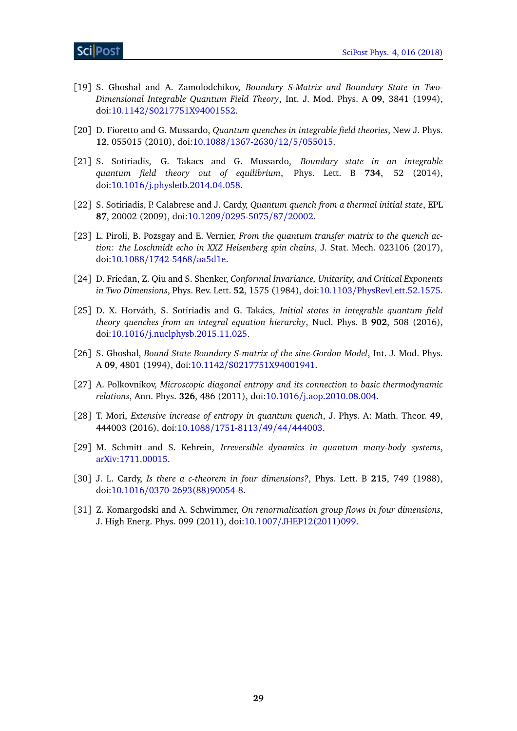[19] S. Ghoshal and A. Zamolodchikov, *Boundary S-Matrix and Boundary State in Two-Dimensional Integrable Quantum Field Theory*, Int. J. Mod. Phys. A **09**, 3841 (1994), doi:10.1142/S0217751X94001552.

[20] D. Fioretto and G. Mussardo, *Quantum quenches in integrable field theories*, New J. Phys. **12**, 055015 (2010), doi:10.1088/1367-2630/12/5/055015.

[21] S. Sotiriadis, G. Takacs and G. Mussardo, *Boundary state in an integrable quantum field theory out of equilibrium*, Phys. Lett. B **734**, 52 (2014), doi:10.1016/j.physletb.2014.04.058.

[22] S. Sotiriadis, P. Calabrese and J. Cardy, *Quantum quench from a thermal initial state*, EPL **87**, 20002 (2009), doi:10.1209/0295-5075/87/20002.

[23] L. Piroli, B. Pozsgay and E. Vernier, *From the quantum transfer matrix to the quench action: the Loschmidt echo in XXZ Heisenberg spin chains*, J. Stat. Mech. 023106 (2017), doi:10.1088/1742-5468/aa5d1e.

[24] D. Friedan, Z. Qiu and S. Shenker, *Conformal Invariance, Unitarity, and Critical Exponents in Two Dimensions*, Phys. Rev. Lett. **52**, 1575 (1984), doi:10.1103/PhysRevLett.52.1575.

[25] D. X. Horváth, S. Sotiriadis and G. Takács, *Initial states in integrable quantum field theory quenches from an integral equation hierarchy*, Nucl. Phys. B **902**, 508 (2016), doi:10.1016/j.nuclphysb.2015.11.025.

[26] S. Ghoshal, *Bound State Boundary S-matrix of the sine-Gordon Model*, Int. J. Mod. Phys. A **09**, 4801 (1994), doi:10.1142/S0217751X94001941.

[27] A. Polkovnikov, *Microscopic diagonal entropy and its connection to basic thermodynamic relations*, Ann. Phys. **326**, 486 (2011), doi:10.1016/j.aop.2010.08.004.

[28] T. Mori, *Extensive increase of entropy in quantum quench*, J. Phys. A: Math. Theor. **49**, 444003 (2016), doi:10.1088/1751-8113/49/44/444003.

[29] M. Schmitt and S. Kehrein, *Irreversible dynamics in quantum many-body systems*, arXiv:1711.00015.

[30] J. L. Cardy, *Is there a c-theorem in four dimensions?*, Phys. Lett. B **215**, 749 (1988), doi:10.1016/0370-2693(88)90054-8.

[31] Z. Komargodski and A. Schwimmer, *On renormalization group flows in four dimensions*, J. High Energ. Phys. 099 (2011), doi:10.1007/JHEP12(2011)099.